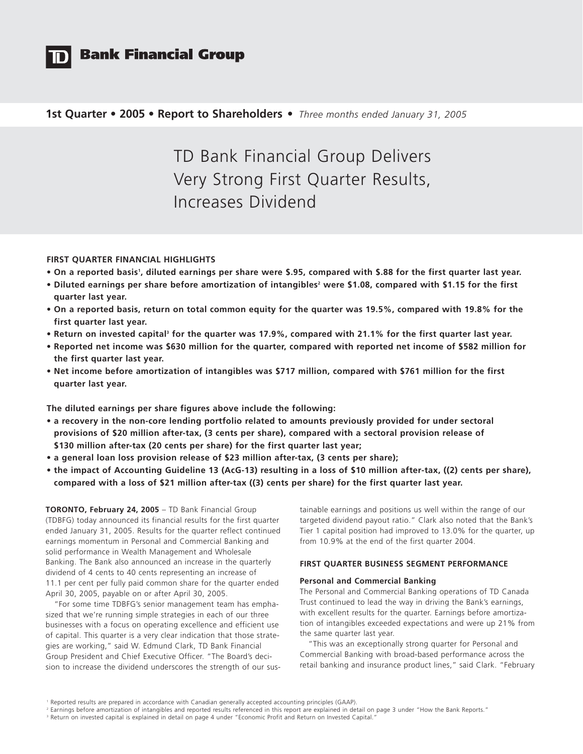# TD Bank Financial Group

**1st Quarter • 2005 • Report to Shareholders •** *Three months ended January 31, 2005*

# TD Bank Financial Group Delivers Very Strong First Quarter Results, Increases Dividend

## FIRST QUARTER FINANCIAL HIGHLIGHTS

- **On a reported basis[1], diluted earnings per share were $.95, compared with $.88 for the first quarter last year.**
- **Diluted earnings per share before amortization of intangibles[2] were $1.08, compared with $1.15 for the first quarter last year.**
- **On a reported basis, return on total common equity for the quarter was 19.5%, compared with 19.8% for the first quarter last year.**
- **Return on invested capital[3] for the quarter was 17.9%, compared with 21.1% for the first quarter last year.**
- **Reported net income was $630 million for the quarter, compared with reported net income of $582 million for the first quarter last year.**
- **Net income before amortization of intangibles was $717 million, compared with $761 million for the first quarter last year.**

**The diluted earnings per share figures above include the following:**

- **a recovery in the non-core lending portfolio related to amounts previously provided for under sectoral provisions of $20 million after-tax, (3 cents per share), compared with a sectoral provision release of $130 million after-tax (20 cents per share) for the first quarter last year;**
- **a general loan loss provision release of $23 million after-tax, (3 cents per share);**
- **the impact of Accounting Guideline 13 (AcG-13) resulting in a loss of $10 million after-tax, ((2) cents per share), compared with a loss of $21 million after-tax ((3) cents per share) for the first quarter last year.**

**TORONTO, February 24, 2005** – TD Bank Financial Group (TDBFG) today announced its financial results for the first quarter ended January 31, 2005. Results for the quarter reflect continued earnings momentum in Personal and Commercial Banking and solid performance in Wealth Management and Wholesale Banking. The Bank also announced an increase in the quarterly dividend of 4 cents to 40 cents representing an increase of 11.1 per cent per fully paid common share for the quarter ended April 30, 2005, payable on or after April 30, 2005.

"For some time TDBFG's senior management team has emphasized that we're running simple strategies in each of our three businesses with a focus on operating excellence and efficient use of capital. This quarter is a very clear indication that those strategies are working," said W. Edmund Clark, TD Bank Financial Group President and Chief Executive Officer. "The Board's decision to increase the dividend underscores the strength of our sustainable earnings and positions us well within the range of our targeted dividend payout ratio." Clark also noted that the Bank's Tier 1 capital position had improved to 13.0% for the quarter, up from 10.9% at the end of the first quarter 2004.

## FIRST QUARTER BUSINESS SEGMENT PERFORMANCE

### Personal and Commercial Banking

The Personal and Commercial Banking operations of TD Canada Trust continued to lead the way in driving the Bank's earnings, with excellent results for the quarter. Earnings before amortization of intangibles exceeded expectations and were up 21% from the same quarter last year.

"This was an exceptionally strong quarter for Personal and Commercial Banking with broad-based performance across the retail banking and insurance product lines," said Clark. "February

[1] Reported results are prepared in accordance with Canadian generally accepted accounting principles (GAAP).
[2] Earnings before amortization of intangibles and reported results referenced in this report are explained in detail on page 3 under "How the Bank Reports."
[3] Return on invested capital is explained in detail on page 4 under "Economic Profit and Return on Invested Capital."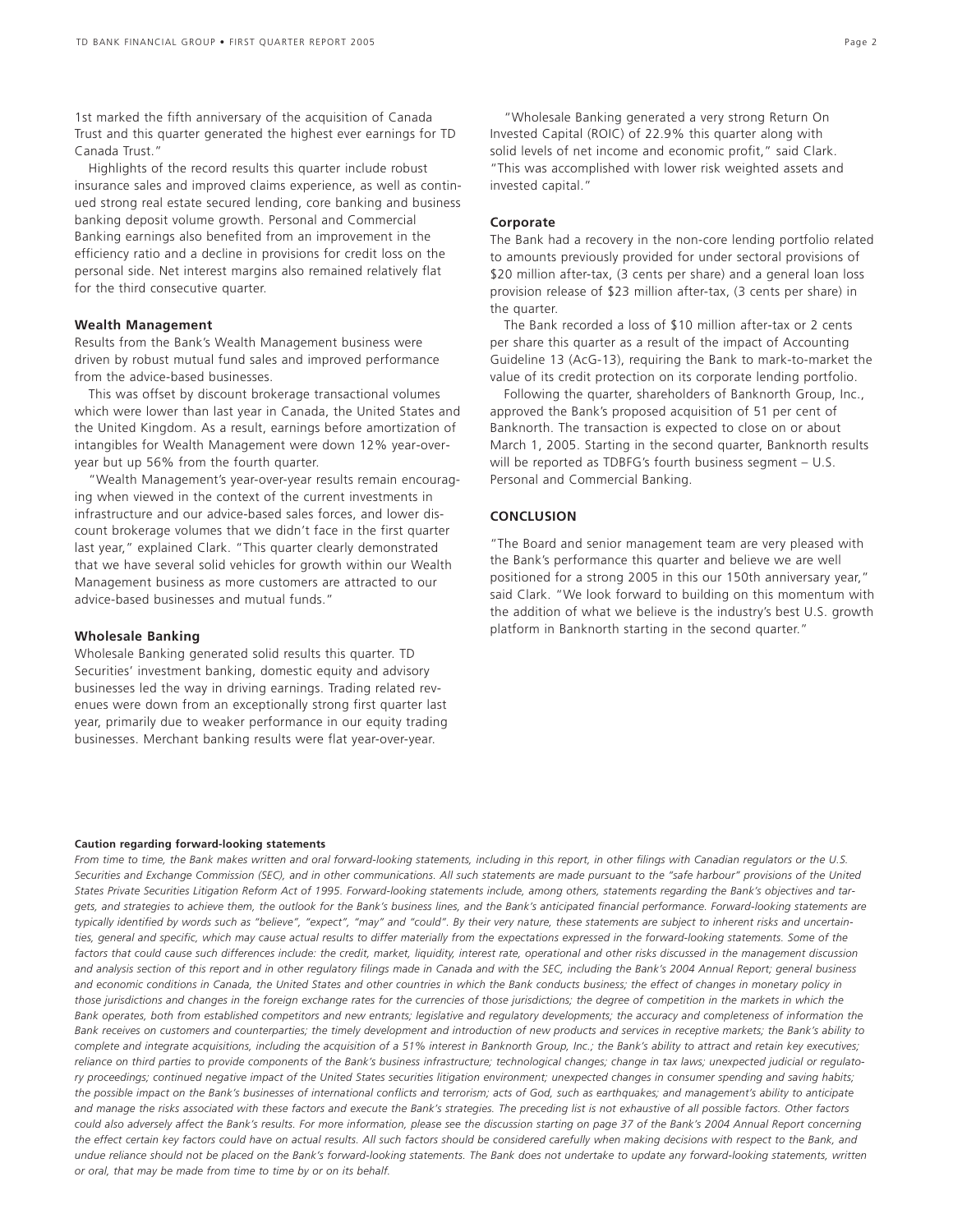1st marked the fifth anniversary of the acquisition of Canada Trust and this quarter generated the highest ever earnings for TD Canada Trust."

Highlights of the record results this quarter include robust insurance sales and improved claims experience, as well as continued strong real estate secured lending, core banking and business banking deposit volume growth. Personal and Commercial Banking earnings also benefited from an improvement in the efficiency ratio and a decline in provisions for credit loss on the personal side. Net interest margins also remained relatively flat for the third consecutive quarter.

**Wealth Management**

Results from the Bank's Wealth Management business were driven by robust mutual fund sales and improved performance from the advice-based businesses.

This was offset by discount brokerage transactional volumes which were lower than last year in Canada, the United States and the United Kingdom. As a result, earnings before amortization of intangibles for Wealth Management were down 12% year-over-year but up 56% from the fourth quarter.

"Wealth Management's year-over-year results remain encouraging when viewed in the context of the current investments in infrastructure and our advice-based sales forces, and lower discount brokerage volumes that we didn't face in the first quarter last year," explained Clark. "This quarter clearly demonstrated that we have several solid vehicles for growth within our Wealth Management business as more customers are attracted to our advice-based businesses and mutual funds."

**Wholesale Banking**

Wholesale Banking generated solid results this quarter. TD Securities' investment banking, domestic equity and advisory businesses led the way in driving earnings. Trading related revenues were down from an exceptionally strong first quarter last year, primarily due to weaker performance in our equity trading businesses. Merchant banking results were flat year-over-year.

"Wholesale Banking generated a very strong Return On Invested Capital (ROIC) of 22.9% this quarter along with solid levels of net income and economic profit," said Clark. "This was accomplished with lower risk weighted assets and invested capital."

**Corporate**

The Bank had a recovery in the non-core lending portfolio related to amounts previously provided for under sectoral provisions of $20 million after-tax, (3 cents per share) and a general loan loss provision release of $23 million after-tax, (3 cents per share) in the quarter.

The Bank recorded a loss of $10 million after-tax or 2 cents per share this quarter as a result of the impact of Accounting Guideline 13 (AcG-13), requiring the Bank to mark-to-market the value of its credit protection on its corporate lending portfolio.

Following the quarter, shareholders of Banknorth Group, Inc., approved the Bank's proposed acquisition of 51 per cent of Banknorth. The transaction is expected to close on or about March 1, 2005. Starting in the second quarter, Banknorth results will be reported as TDBFG's fourth business segment – U.S. Personal and Commercial Banking.

## CONCLUSION

"The Board and senior management team are very pleased with the Bank's performance this quarter and believe we are well positioned for a strong 2005 in this our 150th anniversary year," said Clark. "We look forward to building on this momentum with the addition of what we believe is the industry's best U.S. growth platform in Banknorth starting in the second quarter."

**Caution regarding forward-looking statements**

*From time to time, the Bank makes written and oral forward-looking statements, including in this report, in other filings with Canadian regulators or the U.S. Securities and Exchange Commission (SEC), and in other communications. All such statements are made pursuant to the "safe harbour" provisions of the United States Private Securities Litigation Reform Act of 1995. Forward-looking statements include, among others, statements regarding the Bank's objectives and targets, and strategies to achieve them, the outlook for the Bank's business lines, and the Bank's anticipated financial performance. Forward-looking statements are typically identified by words such as "believe", "expect", "may" and "could". By their very nature, these statements are subject to inherent risks and uncertainties, general and specific, which may cause actual results to differ materially from the expectations expressed in the forward-looking statements. Some of the factors that could cause such differences include: the credit, market, liquidity, interest rate, operational and other risks discussed in the management discussion and analysis section of this report and in other regulatory filings made in Canada and with the SEC, including the Bank's 2004 Annual Report; general business and economic conditions in Canada, the United States and other countries in which the Bank conducts business; the effect of changes in monetary policy in those jurisdictions and changes in the foreign exchange rates for the currencies of those jurisdictions; the degree of competition in the markets in which the Bank operates, both from established competitors and new entrants; legislative and regulatory developments; the accuracy and completeness of information the Bank receives on customers and counterparties; the timely development and introduction of new products and services in receptive markets; the Bank's ability to complete and integrate acquisitions, including the acquisition of a 51% interest in Banknorth Group, Inc.; the Bank's ability to attract and retain key executives; reliance on third parties to provide components of the Bank's business infrastructure; technological changes; change in tax laws; unexpected judicial or regulatory proceedings; continued negative impact of the United States securities litigation environment; unexpected changes in consumer spending and saving habits; the possible impact on the Bank's businesses of international conflicts and terrorism; acts of God, such as earthquakes; and management's ability to anticipate and manage the risks associated with these factors and execute the Bank's strategies. The preceding list is not exhaustive of all possible factors. Other factors could also adversely affect the Bank's results. For more information, please see the discussion starting on page 37 of the Bank's 2004 Annual Report concerning the effect certain key factors could have on actual results. All such factors should be considered carefully when making decisions with respect to the Bank, and undue reliance should not be placed on the Bank's forward-looking statements. The Bank does not undertake to update any forward-looking statements, written or oral, that may be made from time to time by or on its behalf.*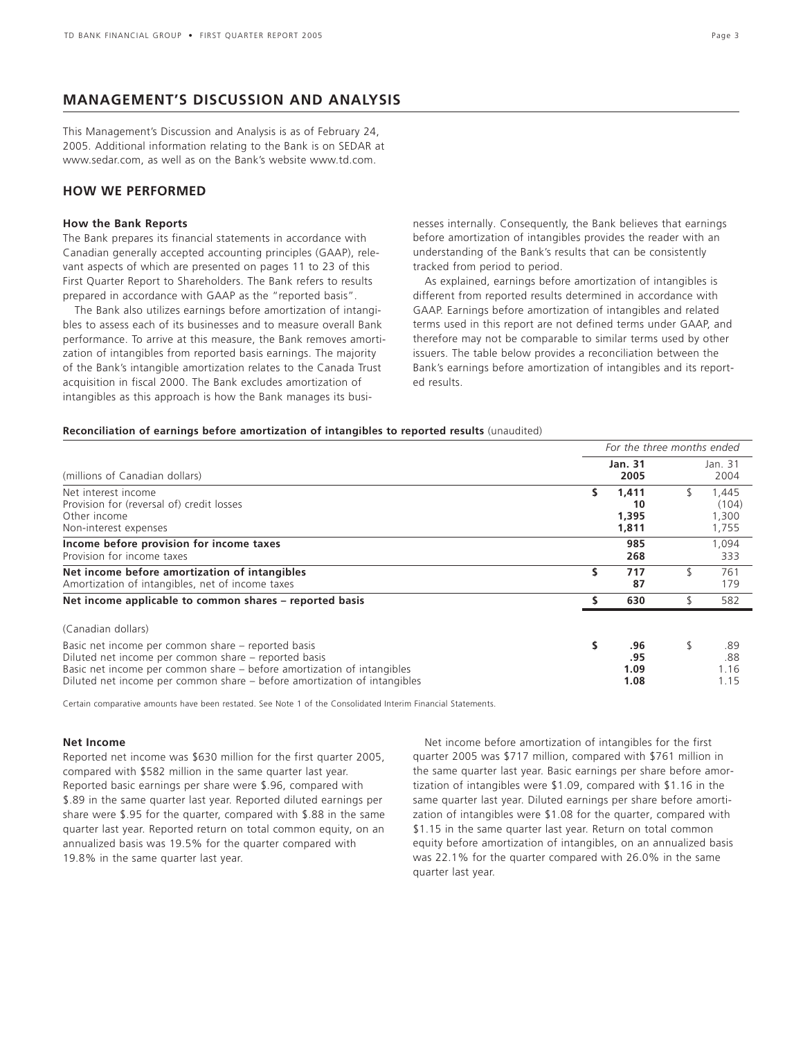## MANAGEMENT'S DISCUSSION AND ANALYSIS

This Management's Discussion and Analysis is as of February 24, 2005. Additional information relating to the Bank is on SEDAR at www.sedar.com, as well as on the Bank's website www.td.com.

### HOW WE PERFORMED

**How the Bank Reports**

The Bank prepares its financial statements in accordance with Canadian generally accepted accounting principles (GAAP), relevant aspects of which are presented on pages 11 to 23 of this First Quarter Report to Shareholders. The Bank refers to results prepared in accordance with GAAP as the "reported basis".

The Bank also utilizes earnings before amortization of intangibles to assess each of its businesses and to measure overall Bank performance. To arrive at this measure, the Bank removes amortization of intangibles from reported basis earnings. The majority of the Bank's intangible amortization relates to the Canada Trust acquisition in fiscal 2000. The Bank excludes amortization of intangibles as this approach is how the Bank manages its businesses internally. Consequently, the Bank believes that earnings before amortization of intangibles provides the reader with an understanding of the Bank's results that can be consistently tracked from period to period.

As explained, earnings before amortization of intangibles is different from reported results determined in accordance with GAAP. Earnings before amortization of intangibles and related terms used in this report are not defined terms under GAAP, and therefore may not be comparable to similar terms used by other issuers. The table below provides a reconciliation between the Bank's earnings before amortization of intangibles and its reported results.

**Reconciliation of earnings before amortization of intangibles to reported results** (unaudited)

| | *For the three months ended* | |
|---|---|---|
| (millions of Canadian dollars) | **Jan. 31 2005** | Jan. 31 2004 |
| Net interest income | **$ 1,411** | $ 1,445 |
| Provision for (reversal of) credit losses | **10** | (104) |
| Other income | **1,395** | 1,300 |
| Non-interest expenses | **1,811** | 1,755 |
| **Income before provision for income taxes** | **985** | 1,094 |
| Provision for income taxes | **268** | 333 |
| **Net income before amortization of intangibles** | **$ 717** | $ 761 |
| Amortization of intangibles, net of income taxes | **87** | 179 |
| **Net income applicable to common shares – reported basis** | **$ 630** | $ 582 |
| (Canadian dollars) | | |
| Basic net income per common share – reported basis | **$ .96** | $ .89 |
| Diluted net income per common share – reported basis | **.95** | .88 |
| Basic net income per common share – before amortization of intangibles | **1.09** | 1.16 |
| Diluted net income per common share – before amortization of intangibles | **1.08** | 1.15 |

Certain comparative amounts have been restated. See Note 1 of the Consolidated Interim Financial Statements.

**Net Income**

Reported net income was $630 million for the first quarter 2005, compared with $582 million in the same quarter last year. Reported basic earnings per share were $.96, compared with $.89 in the same quarter last year. Reported diluted earnings per share were $.95 for the quarter, compared with $.88 in the same quarter last year. Reported return on total common equity, on an annualized basis was 19.5% for the quarter compared with 19.8% in the same quarter last year.

Net income before amortization of intangibles for the first quarter 2005 was $717 million, compared with $761 million in the same quarter last year. Basic earnings per share before amortization of intangibles were $1.09, compared with $1.16 in the same quarter last year. Diluted earnings per share before amortization of intangibles were $1.08 for the quarter, compared with $1.15 in the same quarter last year. Return on total common equity before amortization of intangibles, on an annualized basis was 22.1% for the quarter compared with 26.0% in the same quarter last year.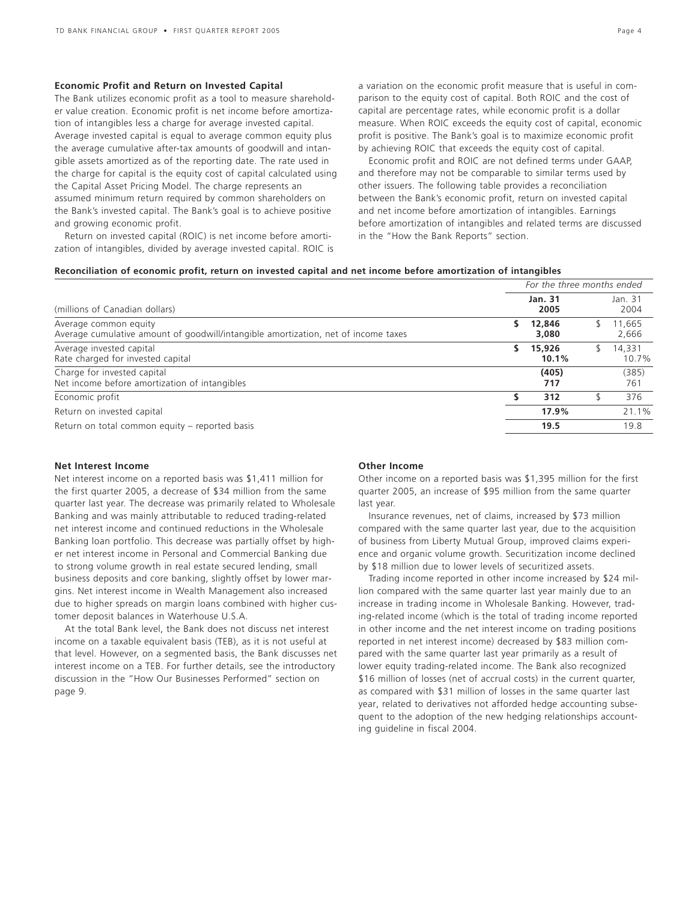### Economic Profit and Return on Invested Capital

The Bank utilizes economic profit as a tool to measure shareholder value creation. Economic profit is net income before amortization of intangibles less a charge for average invested capital. Average invested capital is equal to average common equity plus the average cumulative after-tax amounts of goodwill and intangible assets amortized as of the reporting date. The rate used in the charge for capital is the equity cost of capital calculated using the Capital Asset Pricing Model. The charge represents an assumed minimum return required by common shareholders on the Bank's invested capital. The Bank's goal is to achieve positive and growing economic profit.

Return on invested capital (ROIC) is net income before amortization of intangibles, divided by average invested capital. ROIC is a variation on the economic profit measure that is useful in comparison to the equity cost of capital. Both ROIC and the cost of capital are percentage rates, while economic profit is a dollar measure. When ROIC exceeds the equity cost of capital, economic profit is positive. The Bank's goal is to maximize economic profit by achieving ROIC that exceeds the equity cost of capital.

Economic profit and ROIC are not defined terms under GAAP, and therefore may not be comparable to similar terms used by other issuers. The following table provides a reconciliation between the Bank's economic profit, return on invested capital and net income before amortization of intangibles. Earnings before amortization of intangibles and related terms are discussed in the "How the Bank Reports" section.

**Reconciliation of economic profit, return on invested capital and net income before amortization of intangibles**

| (millions of Canadian dollars) | *For the three months ended* **Jan. 31 2005** | Jan. 31 2004 |
|---|---|---|
| Average common equity | **$ 12,846** | $ 11,665 |
| Average cumulative amount of goodwill/intangible amortization, net of income taxes | **3,080** | 2,666 |
| Average invested capital | **$ 15,926** | $ 14,331 |
| Rate charged for invested capital | **10.1%** | 10.7% |
| Charge for invested capital | **(405)** | (385) |
| Net income before amortization of intangibles | **717** | 761 |
| Economic profit | **$ 312** | $ 376 |
| Return on invested capital | **17.9%** | 21.1% |
| Return on total common equity – reported basis | **19.5** | 19.8 |

### Net Interest Income

Net interest income on a reported basis was $1,411 million for the first quarter 2005, a decrease of $34 million from the same quarter last year. The decrease was primarily related to Wholesale Banking and was mainly attributable to reduced trading-related net interest income and continued reductions in the Wholesale Banking loan portfolio. This decrease was partially offset by higher net interest income in Personal and Commercial Banking due to strong volume growth in real estate secured lending, small business deposits and core banking, slightly offset by lower margins. Net interest income in Wealth Management also increased due to higher spreads on margin loans combined with higher customer deposit balances in Waterhouse U.S.A.

At the total Bank level, the Bank does not discuss net interest income on a taxable equivalent basis (TEB), as it is not useful at that level. However, on a segmented basis, the Bank discusses net interest income on a TEB. For further details, see the introductory discussion in the "How Our Businesses Performed" section on page 9.

### Other Income

Other income on a reported basis was $1,395 million for the first quarter 2005, an increase of $95 million from the same quarter last year.

Insurance revenues, net of claims, increased by $73 million compared with the same quarter last year, due to the acquisition of business from Liberty Mutual Group, improved claims experience and organic volume growth. Securitization income declined by $18 million due to lower levels of securitized assets.

Trading income reported in other income increased by $24 million compared with the same quarter last year mainly due to an increase in trading income in Wholesale Banking. However, trading-related income (which is the total of trading income reported in other income and the net interest income on trading positions reported in net interest income) decreased by $83 million compared with the same quarter last year primarily as a result of lower equity trading-related income. The Bank also recognized $16 million of losses (net of accrual costs) in the current quarter, as compared with $31 million of losses in the same quarter last year, related to derivatives not afforded hedge accounting subsequent to the adoption of the new hedging relationships accounting guideline in fiscal 2004.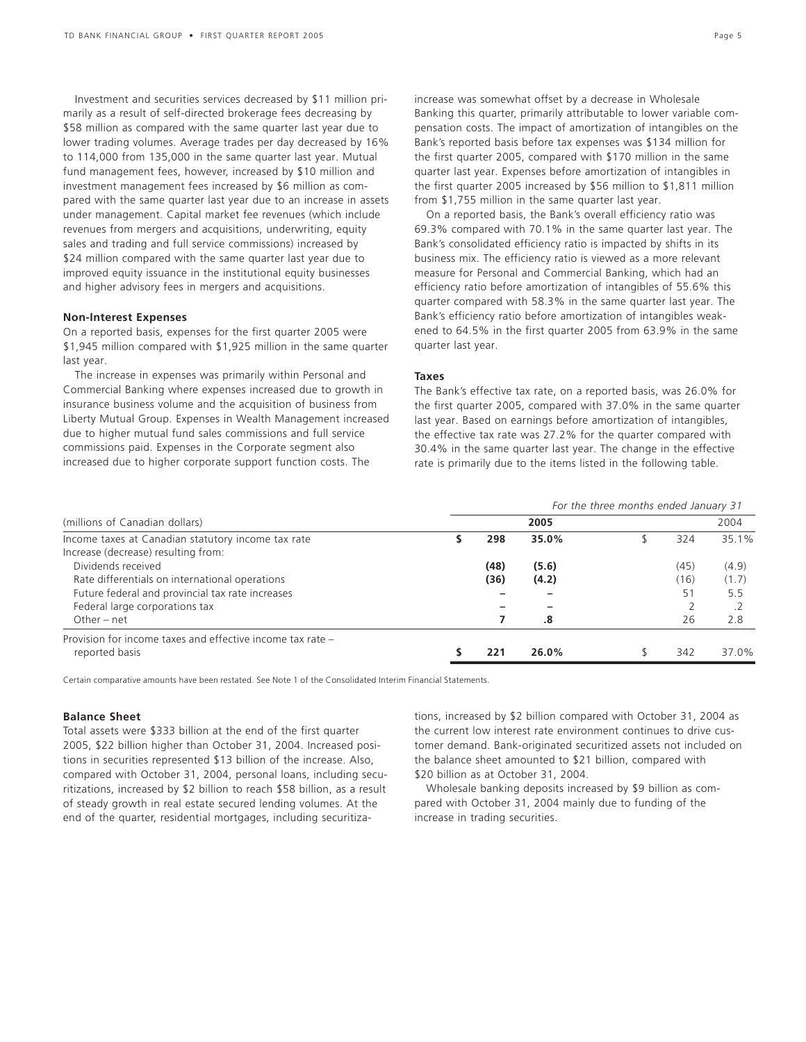Investment and securities services decreased by $11 million primarily as a result of self-directed brokerage fees decreasing by $58 million as compared with the same quarter last year due to lower trading volumes. Average trades per day decreased by 16% to 114,000 from 135,000 in the same quarter last year. Mutual fund management fees, however, increased by $10 million and investment management fees increased by $6 million as compared with the same quarter last year due to an increase in assets under management. Capital market fee revenues (which include revenues from mergers and acquisitions, underwriting, equity sales and trading and full service commissions) increased by $24 million compared with the same quarter last year due to improved equity issuance in the institutional equity businesses and higher advisory fees in mergers and acquisitions.

**Non-Interest Expenses**

On a reported basis, expenses for the first quarter 2005 were $1,945 million compared with $1,925 million in the same quarter last year.

The increase in expenses was primarily within Personal and Commercial Banking where expenses increased due to growth in insurance business volume and the acquisition of business from Liberty Mutual Group. Expenses in Wealth Management increased due to higher mutual fund sales commissions and full service commissions paid. Expenses in the Corporate segment also increased due to higher corporate support function costs. The increase was somewhat offset by a decrease in Wholesale Banking this quarter, primarily attributable to lower variable compensation costs. The impact of amortization of intangibles on the Bank's reported basis before tax expenses was $134 million for the first quarter 2005, compared with $170 million in the same quarter last year. Expenses before amortization of intangibles in the first quarter 2005 increased by $56 million to $1,811 million from $1,755 million in the same quarter last year.

On a reported basis, the Bank's overall efficiency ratio was 69.3% compared with 70.1% in the same quarter last year. The Bank's consolidated efficiency ratio is impacted by shifts in its business mix. The efficiency ratio is viewed as a more relevant measure for Personal and Commercial Banking, which had an efficiency ratio before amortization of intangibles of 55.6% this quarter compared with 58.3% in the same quarter last year. The Bank's efficiency ratio before amortization of intangibles weakened to 64.5% in the first quarter 2005 from 63.9% in the same quarter last year.

**Taxes**

The Bank's effective tax rate, on a reported basis, was 26.0% for the first quarter 2005, compared with 37.0% in the same quarter last year. Based on earnings before amortization of intangibles, the effective tax rate was 27.2% for the quarter compared with 30.4% in the same quarter last year. The change in the effective rate is primarily due to the items listed in the following table.

| (millions of Canadian dollars) | *For the three months ended January 31* | | | |
|---|---|---|---|---|
| | **2005** | | 2004 | |
| Income taxes at Canadian statutory income tax rate | **$ 298** | **35.0%** | $ 324 | 35.1% |
| Increase (decrease) resulting from: | | | | |
| Dividends received | **(48)** | **(5.6)** | (45) | (4.9) |
| Rate differentials on international operations | **(36)** | **(4.2)** | (16) | (1.7) |
| Future federal and provincial tax rate increases | **–** | **–** | 51 | 5.5 |
| Federal large corporations tax | **–** | **–** | 2 | .2 |
| Other – net | **7** | **.8** | 26 | 2.8 |
| Provision for income taxes and effective income tax rate – reported basis | **$ 221** | **26.0%** | $ 342 | 37.0% |

Certain comparative amounts have been restated. See Note 1 of the Consolidated Interim Financial Statements.

**Balance Sheet**

Total assets were $333 billion at the end of the first quarter 2005, $22 billion higher than October 31, 2004. Increased positions in securities represented $13 billion of the increase. Also, compared with October 31, 2004, personal loans, including securitizations, increased by $2 billion to reach $58 billion, as a result of steady growth in real estate secured lending volumes. At the end of the quarter, residential mortgages, including securitizations, increased by $2 billion compared with October 31, 2004 as the current low interest rate environment continues to drive customer demand. Bank-originated securitized assets not included on the balance sheet amounted to $21 billion, compared with $20 billion as at October 31, 2004.

Wholesale banking deposits increased by $9 billion as compared with October 31, 2004 mainly due to funding of the increase in trading securities.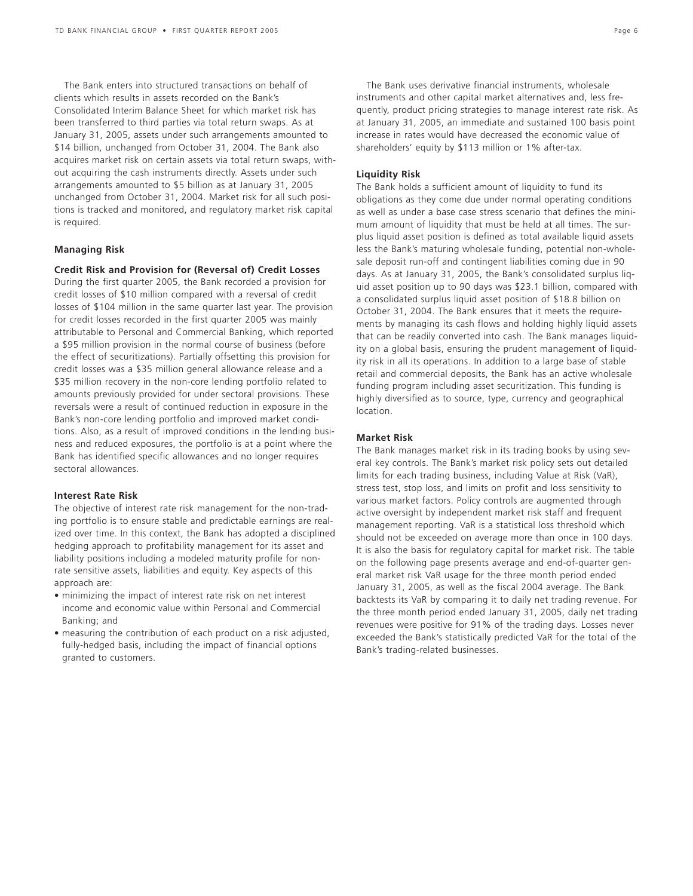The Bank enters into structured transactions on behalf of clients which results in assets recorded on the Bank's Consolidated Interim Balance Sheet for which market risk has been transferred to third parties via total return swaps. As at January 31, 2005, assets under such arrangements amounted to $14 billion, unchanged from October 31, 2004. The Bank also acquires market risk on certain assets via total return swaps, without acquiring the cash instruments directly. Assets under such arrangements amounted to $5 billion as at January 31, 2005 unchanged from October 31, 2004. Market risk for all such positions is tracked and monitored, and regulatory market risk capital is required.

## Managing Risk

### Credit Risk and Provision for (Reversal of) Credit Losses

During the first quarter 2005, the Bank recorded a provision for credit losses of $10 million compared with a reversal of credit losses of $104 million in the same quarter last year. The provision for credit losses recorded in the first quarter 2005 was mainly attributable to Personal and Commercial Banking, which reported a $95 million provision in the normal course of business (before the effect of securitizations). Partially offsetting this provision for credit losses was a $35 million general allowance release and a $35 million recovery in the non-core lending portfolio related to amounts previously provided for under sectoral provisions. These reversals were a result of continued reduction in exposure in the Bank's non-core lending portfolio and improved market conditions. Also, as a result of improved conditions in the lending business and reduced exposures, the portfolio is at a point where the Bank has identified specific allowances and no longer requires sectoral allowances.

### Interest Rate Risk

The objective of interest rate risk management for the non-trading portfolio is to ensure stable and predictable earnings are realized over time. In this context, the Bank has adopted a disciplined hedging approach to profitability management for its asset and liability positions including a modeled maturity profile for non-rate sensitive assets, liabilities and equity. Key aspects of this approach are:

- minimizing the impact of interest rate risk on net interest income and economic value within Personal and Commercial Banking; and
- measuring the contribution of each product on a risk adjusted, fully-hedged basis, including the impact of financial options granted to customers.

The Bank uses derivative financial instruments, wholesale instruments and other capital market alternatives and, less frequently, product pricing strategies to manage interest rate risk. As at January 31, 2005, an immediate and sustained 100 basis point increase in rates would have decreased the economic value of shareholders' equity by $113 million or 1% after-tax.

### Liquidity Risk

The Bank holds a sufficient amount of liquidity to fund its obligations as they come due under normal operating conditions as well as under a base case stress scenario that defines the minimum amount of liquidity that must be held at all times. The surplus liquid asset position is defined as total available liquid assets less the Bank's maturing wholesale funding, potential non-wholesale deposit run-off and contingent liabilities coming due in 90 days. As at January 31, 2005, the Bank's consolidated surplus liquid asset position up to 90 days was $23.1 billion, compared with a consolidated surplus liquid asset position of $18.8 billion on October 31, 2004. The Bank ensures that it meets the requirements by managing its cash flows and holding highly liquid assets that can be readily converted into cash. The Bank manages liquidity on a global basis, ensuring the prudent management of liquidity risk in all its operations. In addition to a large base of stable retail and commercial deposits, the Bank has an active wholesale funding program including asset securitization. This funding is highly diversified as to source, type, currency and geographical location.

### Market Risk

The Bank manages market risk in its trading books by using several key controls. The Bank's market risk policy sets out detailed limits for each trading business, including Value at Risk (VaR), stress test, stop loss, and limits on profit and loss sensitivity to various market factors. Policy controls are augmented through active oversight by independent market risk staff and frequent management reporting. VaR is a statistical loss threshold which should not be exceeded on average more than once in 100 days. It is also the basis for regulatory capital for market risk. The table on the following page presents average and end-of-quarter general market risk VaR usage for the three month period ended January 31, 2005, as well as the fiscal 2004 average. The Bank backtests its VaR by comparing it to daily net trading revenue. For the three month period ended January 31, 2005, daily net trading revenues were positive for 91% of the trading days. Losses never exceeded the Bank's statistically predicted VaR for the total of the Bank's trading-related businesses.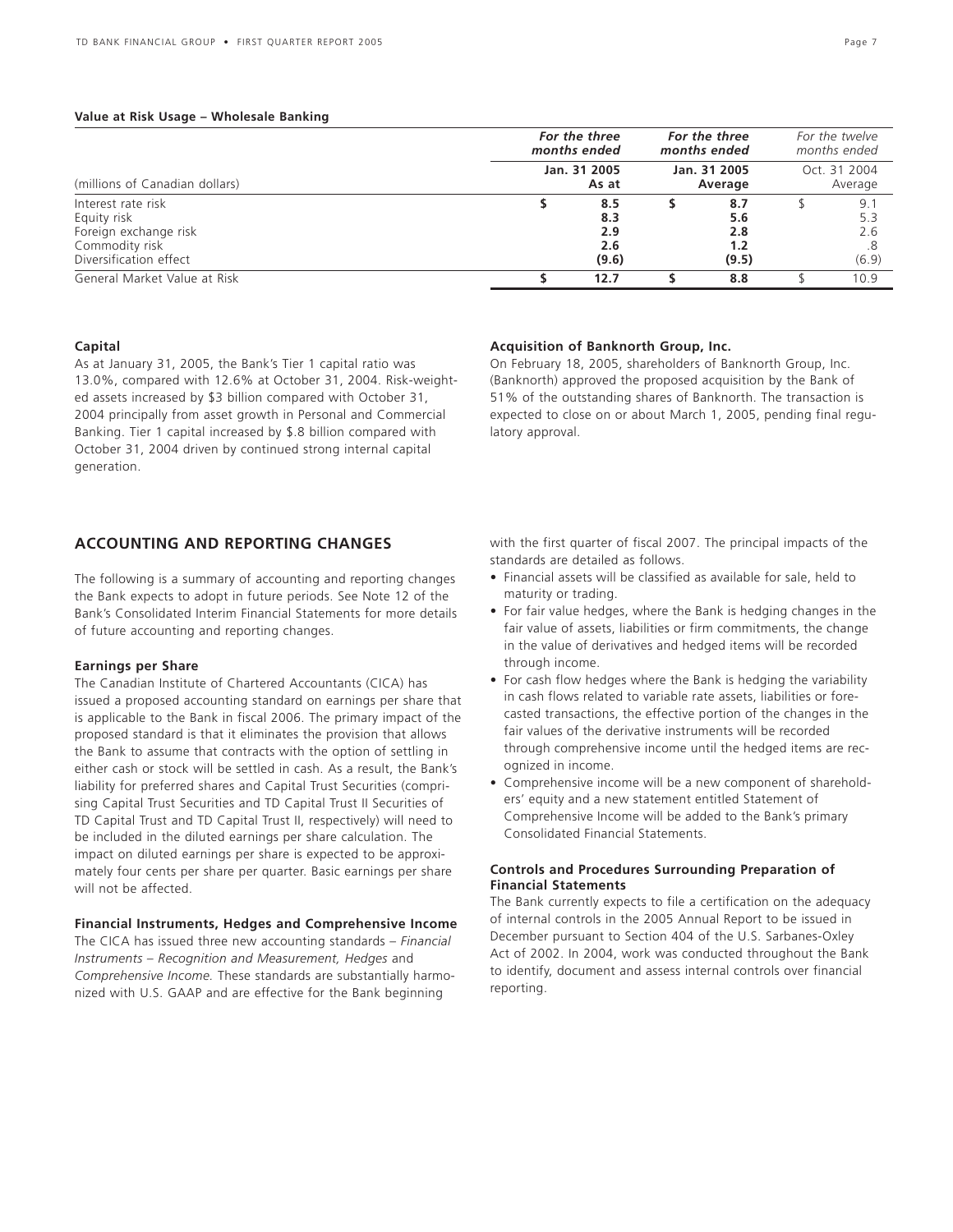**Value at Risk Usage – Wholesale Banking**

| (millions of Canadian dollars) | For the three months ended Jan. 31 2005 As at | For the three months ended Jan. 31 2005 Average | For the twelve months ended Oct. 31 2004 Average |
|---|---|---|---|
| Interest rate risk | $ **8.5** | $ **8.7** | $ 9.1 |
| Equity risk | **8.3** | **5.6** | 5.3 |
| Foreign exchange risk | **2.9** | **2.8** | 2.6 |
| Commodity risk | **2.6** | **1.2** | .8 |
| Diversification effect | **(9.6)** | **(9.5)** | (6.9) |
| General Market Value at Risk | $ **12.7** | $ **8.8** | $ 10.9 |

**Capital**

As at January 31, 2005, the Bank's Tier 1 capital ratio was 13.0%, compared with 12.6% at October 31, 2004. Risk-weighted assets increased by $3 billion compared with October 31, 2004 principally from asset growth in Personal and Commercial Banking. Tier 1 capital increased by $.8 billion compared with October 31, 2004 driven by continued strong internal capital generation.

**Acquisition of Banknorth Group, Inc.**

On February 18, 2005, shareholders of Banknorth Group, Inc. (Banknorth) approved the proposed acquisition by the Bank of 51% of the outstanding shares of Banknorth. The transaction is expected to close on or about March 1, 2005, pending final regulatory approval.

## ACCOUNTING AND REPORTING CHANGES

The following is a summary of accounting and reporting changes the Bank expects to adopt in future periods. See Note 12 of the Bank's Consolidated Interim Financial Statements for more details of future accounting and reporting changes.

**Earnings per Share**

The Canadian Institute of Chartered Accountants (CICA) has issued a proposed accounting standard on earnings per share that is applicable to the Bank in fiscal 2006. The primary impact of the proposed standard is that it eliminates the provision that allows the Bank to assume that contracts with the option of settling in either cash or stock will be settled in cash. As a result, the Bank's liability for preferred shares and Capital Trust Securities (comprising Capital Trust Securities and TD Capital Trust II Securities of TD Capital Trust and TD Capital Trust II, respectively) will need to be included in the diluted earnings per share calculation. The impact on diluted earnings per share is expected to be approximately four cents per share per quarter. Basic earnings per share will not be affected.

**Financial Instruments, Hedges and Comprehensive Income**

The CICA has issued three new accounting standards – *Financial Instruments – Recognition and Measurement, Hedges* and *Comprehensive Income.* These standards are substantially harmonized with U.S. GAAP and are effective for the Bank beginning with the first quarter of fiscal 2007. The principal impacts of the standards are detailed as follows.

- Financial assets will be classified as available for sale, held to maturity or trading.
- For fair value hedges, where the Bank is hedging changes in the fair value of assets, liabilities or firm commitments, the change in the value of derivatives and hedged items will be recorded through income.
- For cash flow hedges where the Bank is hedging the variability in cash flows related to variable rate assets, liabilities or forecasted transactions, the effective portion of the changes in the fair values of the derivative instruments will be recorded through comprehensive income until the hedged items are recognized in income.
- Comprehensive income will be a new component of shareholders' equity and a new statement entitled Statement of Comprehensive Income will be added to the Bank's primary Consolidated Financial Statements.

**Controls and Procedures Surrounding Preparation of Financial Statements**

The Bank currently expects to file a certification on the adequacy of internal controls in the 2005 Annual Report to be issued in December pursuant to Section 404 of the U.S. Sarbanes-Oxley Act of 2002. In 2004, work was conducted throughout the Bank to identify, document and assess internal controls over financial reporting.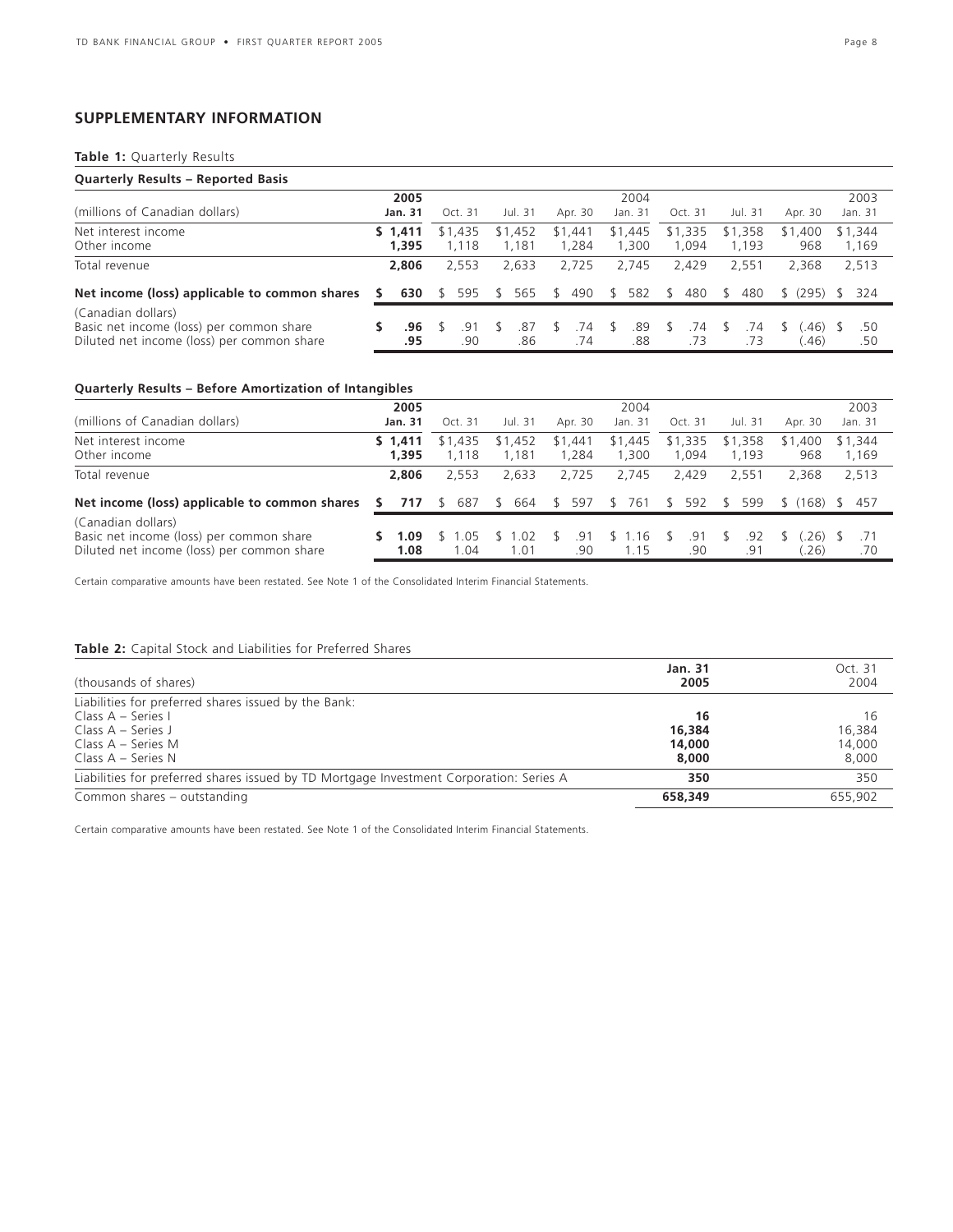## SUPPLEMENTARY INFORMATION

**Table 1:** Quarterly Results

**Quarterly Results – Reported Basis**

| (millions of Canadian dollars) | **2005 Jan. 31** | Oct. 31 | Jul. 31 | Apr. 30 | 2004 Jan. 31 | Oct. 31 | Jul. 31 | Apr. 30 | 2003 Jan. 31 |
|---|---|---|---|---|---|---|---|---|---|
| Net interest income | **$ 1,411** | $1,435 | $1,452 | $1,441 | $1,445 | $1,335 | $1,358 | $1,400 | $1,344 |
| Other income | **1,395** | 1,118 | 1,181 | 1,284 | 1,300 | 1,094 | 1,193 | 968 | 1,169 |
| Total revenue | **2,806** | 2,553 | 2,633 | 2,725 | 2,745 | 2,429 | 2,551 | 2,368 | 2,513 |
| **Net income (loss) applicable to common shares** | **$ 630** | $ 595 | $ 565 | $ 490 | $ 582 | $ 480 | $ 480 | $ (295) | $ 324 |
| (Canadian dollars) | | | | | | | | | |
| Basic net income (loss) per common share | **$ .96** | $ .91 | $ .87 | $ .74 | $ .89 | $ .74 | $ .74 | $ (.46) | $ .50 |
| Diluted net income (loss) per common share | **.95** | .90 | .86 | .74 | .88 | .73 | .73 | (.46) | .50 |

**Quarterly Results – Before Amortization of Intangibles**

| (millions of Canadian dollars) | **2005 Jan. 31** | Oct. 31 | Jul. 31 | Apr. 30 | 2004 Jan. 31 | Oct. 31 | Jul. 31 | Apr. 30 | 2003 Jan. 31 |
|---|---|---|---|---|---|---|---|---|---|
| Net interest income | **$ 1,411** | $1,435 | $1,452 | $1,441 | $1,445 | $1,335 | $1,358 | $1,400 | $1,344 |
| Other income | **1,395** | 1,118 | 1,181 | 1,284 | 1,300 | 1,094 | 1,193 | 968 | 1,169 |
| Total revenue | **2,806** | 2,553 | 2,633 | 2,725 | 2,745 | 2,429 | 2,551 | 2,368 | 2,513 |
| **Net income (loss) applicable to common shares** | **$ 717** | $ 687 | $ 664 | $ 597 | $ 761 | $ 592 | $ 599 | $ (168) | $ 457 |
| (Canadian dollars) | | | | | | | | | |
| Basic net income (loss) per common share | **$ 1.09** | $ 1.05 | $ 1.02 | $ .91 | $ 1.16 | $ .91 | $ .92 | $ (.26) | $ .71 |
| Diluted net income (loss) per common share | **1.08** | 1.04 | 1.01 | .90 | 1.15 | .90 | .91 | (.26) | .70 |

Certain comparative amounts have been restated. See Note 1 of the Consolidated Interim Financial Statements.

**Table 2:** Capital Stock and Liabilities for Preferred Shares

| (thousands of shares) | **Jan. 31 2005** | Oct. 31 2004 |
|---|---|---|
| Liabilities for preferred shares issued by the Bank: | | |
| Class A – Series I | **16** | 16 |
| Class A – Series J | **16,384** | 16,384 |
| Class A – Series M | **14,000** | 14,000 |
| Class A – Series N | **8,000** | 8,000 |
| Liabilities for preferred shares issued by TD Mortgage Investment Corporation: Series A | **350** | 350 |
| Common shares – outstanding | **658,349** | 655,902 |

Certain comparative amounts have been restated. See Note 1 of the Consolidated Interim Financial Statements.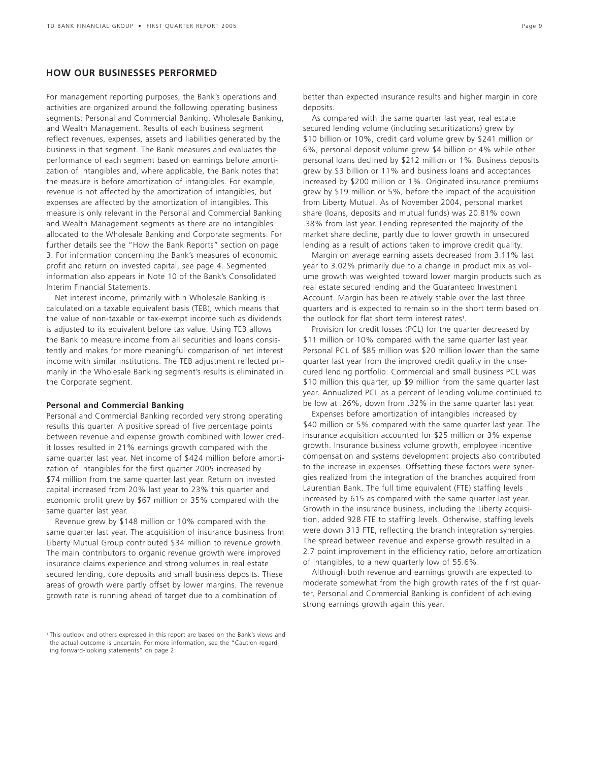## HOW OUR BUSINESSES PERFORMED

For management reporting purposes, the Bank's operations and activities are organized around the following operating business segments: Personal and Commercial Banking, Wholesale Banking, and Wealth Management. Results of each business segment reflect revenues, expenses, assets and liabilities generated by the business in that segment. The Bank measures and evaluates the performance of each segment based on earnings before amortization of intangibles and, where applicable, the Bank notes that the measure is before amortization of intangibles. For example, revenue is not affected by the amortization of intangibles, but expenses are affected by the amortization of intangibles. This measure is only relevant in the Personal and Commercial Banking and Wealth Management segments as there are no intangibles allocated to the Wholesale Banking and Corporate segments. For further details see the "How the Bank Reports" section on page 3. For information concerning the Bank's measures of economic profit and return on invested capital, see page 4. Segmented information also appears in Note 10 of the Bank's Consolidated Interim Financial Statements.

Net interest income, primarily within Wholesale Banking is calculated on a taxable equivalent basis (TEB), which means that the value of non-taxable or tax-exempt income such as dividends is adjusted to its equivalent before tax value. Using TEB allows the Bank to measure income from all securities and loans consistently and makes for more meaningful comparison of net interest income with similar institutions. The TEB adjustment reflected primarily in the Wholesale Banking segment's results is eliminated in the Corporate segment.

**Personal and Commercial Banking**

Personal and Commercial Banking recorded very strong operating results this quarter. A positive spread of five percentage points between revenue and expense growth combined with lower credit losses resulted in 21% earnings growth compared with the same quarter last year. Net income of $424 million before amortization of intangibles for the first quarter 2005 increased by $74 million from the same quarter last year. Return on invested capital increased from 20% last year to 23% this quarter and economic profit grew by $67 million or 35% compared with the same quarter last year.

Revenue grew by $148 million or 10% compared with the same quarter last year. The acquisition of insurance business from Liberty Mutual Group contributed $34 million to revenue growth. The main contributors to organic revenue growth were improved insurance claims experience and strong volumes in real estate secured lending, core deposits and small business deposits. These areas of growth were partly offset by lower margins. The revenue growth rate is running ahead of target due to a combination of better than expected insurance results and higher margin in core deposits.

As compared with the same quarter last year, real estate secured lending volume (including securitizations) grew by $10 billion or 10%, credit card volume grew by $241 million or 6%, personal deposit volume grew $4 billion or 4% while other personal loans declined by $212 million or 1%. Business deposits grew by $3 billion or 11% and business loans and acceptances increased by $200 million or 1%. Originated insurance premiums grew by $19 million or 5%, before the impact of the acquisition from Liberty Mutual. As of November 2004, personal market share (loans, deposits and mutual funds) was 20.81% down .38% from last year. Lending represented the majority of the market share decline, partly due to lower growth in unsecured lending as a result of actions taken to improve credit quality.

Margin on average earning assets decreased from 3.11% last year to 3.02% primarily due to a change in product mix as volume growth was weighted toward lower margin products such as real estate secured lending and the Guaranteed Investment Account. Margin has been relatively stable over the last three quarters and is expected to remain so in the short term based on the outlook for flat short term interest rates[1].

Provision for credit losses (PCL) for the quarter decreased by $11 million or 10% compared with the same quarter last year. Personal PCL of $85 million was $20 million lower than the same quarter last year from the improved credit quality in the unsecured lending portfolio. Commercial and small business PCL was $10 million this quarter, up $9 million from the same quarter last year. Annualized PCL as a percent of lending volume continued to be low at .26%, down from .32% in the same quarter last year.

Expenses before amortization of intangibles increased by $40 million or 5% compared with the same quarter last year. The insurance acquisition accounted for $25 million or 3% expense growth. Insurance business volume growth, employee incentive compensation and systems development projects also contributed to the increase in expenses. Offsetting these factors were synergies realized from the integration of the branches acquired from Laurentian Bank. The full time equivalent (FTE) staffing levels increased by 615 as compared with the same quarter last year. Growth in the insurance business, including the Liberty acquisition, added 928 FTE to staffing levels. Otherwise, staffing levels were down 313 FTE, reflecting the branch integration synergies. The spread between revenue and expense growth resulted in a 2.7 point improvement in the efficiency ratio, before amortization of intangibles, to a new quarterly low of 55.6%.

Although both revenue and earnings growth are expected to moderate somewhat from the high growth rates of the first quarter, Personal and Commercial Banking is confident of achieving strong earnings growth again this year.

[1] This outlook and others expressed in this report are based on the Bank's views and the actual outcome is uncertain. For more information, see the "Caution regarding forward-looking statements" on page 2.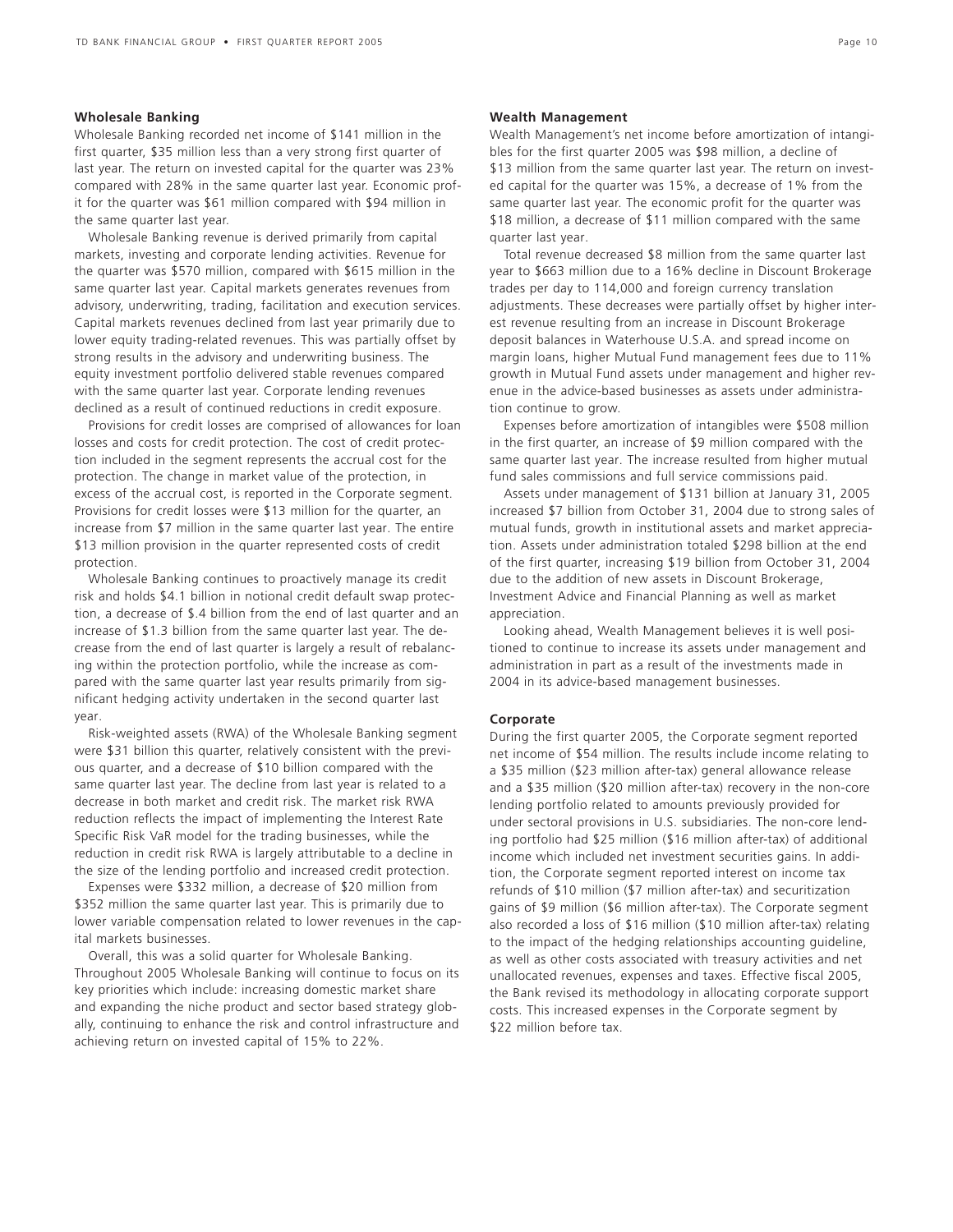**Wholesale Banking**

Wholesale Banking recorded net income of $141 million in the first quarter, $35 million less than a very strong first quarter of last year. The return on invested capital for the quarter was 23% compared with 28% in the same quarter last year. Economic profit for the quarter was $61 million compared with $94 million in the same quarter last year.

Wholesale Banking revenue is derived primarily from capital markets, investing and corporate lending activities. Revenue for the quarter was $570 million, compared with $615 million in the same quarter last year. Capital markets generates revenues from advisory, underwriting, trading, facilitation and execution services. Capital markets revenues declined from last year primarily due to lower equity trading-related revenues. This was partially offset by strong results in the advisory and underwriting business. The equity investment portfolio delivered stable revenues compared with the same quarter last year. Corporate lending revenues declined as a result of continued reductions in credit exposure.

Provisions for credit losses are comprised of allowances for loan losses and costs for credit protection. The cost of credit protection included in the segment represents the accrual cost for the protection. The change in market value of the protection, in excess of the accrual cost, is reported in the Corporate segment. Provisions for credit losses were $13 million for the quarter, an increase from $7 million in the same quarter last year. The entire $13 million provision in the quarter represented costs of credit protection.

Wholesale Banking continues to proactively manage its credit risk and holds $4.1 billion in notional credit default swap protection, a decrease of $.4 billion from the end of last quarter and an increase of $1.3 billion from the same quarter last year. The decrease from the end of last quarter is largely a result of rebalancing within the protection portfolio, while the increase as compared with the same quarter last year results primarily from significant hedging activity undertaken in the second quarter last year.

Risk-weighted assets (RWA) of the Wholesale Banking segment were $31 billion this quarter, relatively consistent with the previous quarter, and a decrease of $10 billion compared with the same quarter last year. The decline from last year is related to a decrease in both market and credit risk. The market risk RWA reduction reflects the impact of implementing the Interest Rate Specific Risk VaR model for the trading businesses, while the reduction in credit risk RWA is largely attributable to a decline in the size of the lending portfolio and increased credit protection.

Expenses were $332 million, a decrease of $20 million from $352 million the same quarter last year. This is primarily due to lower variable compensation related to lower revenues in the capital markets businesses.

Overall, this was a solid quarter for Wholesale Banking. Throughout 2005 Wholesale Banking will continue to focus on its key priorities which include: increasing domestic market share and expanding the niche product and sector based strategy globally, continuing to enhance the risk and control infrastructure and achieving return on invested capital of 15% to 22%.

**Wealth Management**

Wealth Management's net income before amortization of intangibles for the first quarter 2005 was $98 million, a decline of $13 million from the same quarter last year. The return on invested capital for the quarter was 15%, a decrease of 1% from the same quarter last year. The economic profit for the quarter was $18 million, a decrease of $11 million compared with the same quarter last year.

Total revenue decreased $8 million from the same quarter last year to $663 million due to a 16% decline in Discount Brokerage trades per day to 114,000 and foreign currency translation adjustments. These decreases were partially offset by higher interest revenue resulting from an increase in Discount Brokerage deposit balances in Waterhouse U.S.A. and spread income on margin loans, higher Mutual Fund management fees due to 11% growth in Mutual Fund assets under management and higher revenue in the advice-based businesses as assets under administration continue to grow.

Expenses before amortization of intangibles were $508 million in the first quarter, an increase of $9 million compared with the same quarter last year. The increase resulted from higher mutual fund sales commissions and full service commissions paid.

Assets under management of $131 billion at January 31, 2005 increased $7 billion from October 31, 2004 due to strong sales of mutual funds, growth in institutional assets and market appreciation. Assets under administration totaled $298 billion at the end of the first quarter, increasing $19 billion from October 31, 2004 due to the addition of new assets in Discount Brokerage, Investment Advice and Financial Planning as well as market appreciation.

Looking ahead, Wealth Management believes it is well positioned to continue to increase its assets under management and administration in part as a result of the investments made in 2004 in its advice-based management businesses.

**Corporate**

During the first quarter 2005, the Corporate segment reported net income of $54 million. The results include income relating to a $35 million ($23 million after-tax) general allowance release and a $35 million ($20 million after-tax) recovery in the non-core lending portfolio related to amounts previously provided for under sectoral provisions in U.S. subsidiaries. The non-core lending portfolio had $25 million ($16 million after-tax) of additional income which included net investment securities gains. In addition, the Corporate segment reported interest on income tax refunds of $10 million ($7 million after-tax) and securitization gains of $9 million ($6 million after-tax). The Corporate segment also recorded a loss of $16 million ($10 million after-tax) relating to the impact of the hedging relationships accounting guideline, as well as other costs associated with treasury activities and net unallocated revenues, expenses and taxes. Effective fiscal 2005, the Bank revised its methodology in allocating corporate support costs. This increased expenses in the Corporate segment by $22 million before tax.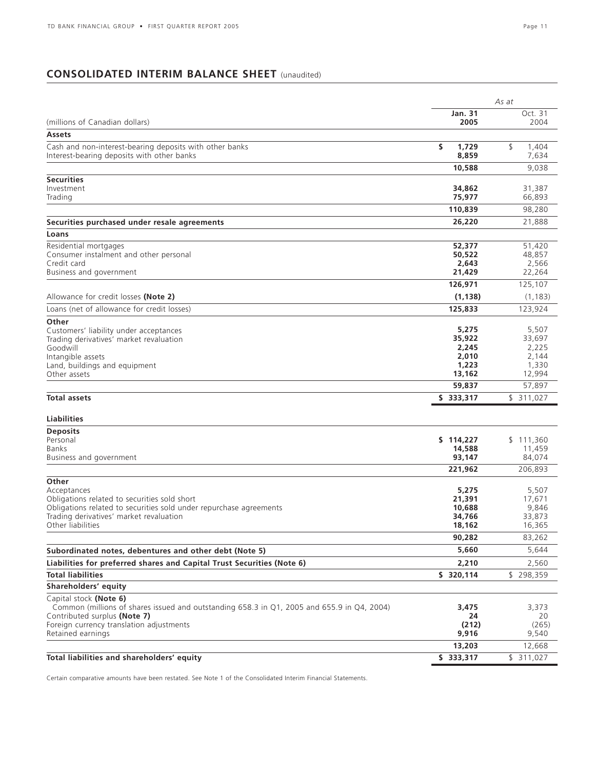## CONSOLIDATED INTERIM BALANCE SHEET (unaudited)

| (millions of Canadian dollars) | As at Jan. 31 2005 | As at Oct. 31 2004 |
|---|---|---|
| **Assets** | | |
| Cash and non-interest-bearing deposits with other banks | **$ 1,729** | $ 1,404 |
| Interest-bearing deposits with other banks | **8,859** | 7,634 |
| | **10,588** | 9,038 |
| **Securities** | | |
| Investment | **34,862** | 31,387 |
| Trading | **75,977** | 66,893 |
| | **110,839** | 98,280 |
| **Securities purchased under resale agreements** | **26,220** | 21,888 |
| **Loans** | | |
| Residential mortgages | **52,377** | 51,420 |
| Consumer instalment and other personal | **50,522** | 48,857 |
| Credit card | **2,643** | 2,566 |
| Business and government | **21,429** | 22,264 |
| | **126,971** | 125,107 |
| Allowance for credit losses **(Note 2)** | **(1,138)** | (1,183) |
| Loans (net of allowance for credit losses) | **125,833** | 123,924 |
| **Other** | | |
| Customers' liability under acceptances | **5,275** | 5,507 |
| Trading derivatives' market revaluation | **35,922** | 33,697 |
| Goodwill | **2,245** | 2,225 |
| Intangible assets | **2,010** | 2,144 |
| Land, buildings and equipment | **1,223** | 1,330 |
| Other assets | **13,162** | 12,994 |
| | **59,837** | 57,897 |
| **Total assets** | **$ 333,317** | $ 311,027 |
| **Liabilities** | | |
| **Deposits** | | |
| Personal | **$ 114,227** | $ 111,360 |
| Banks | **14,588** | 11,459 |
| Business and government | **93,147** | 84,074 |
| | **221,962** | 206,893 |
| **Other** | | |
| Acceptances | **5,275** | 5,507 |
| Obligations related to securities sold short | **21,391** | 17,671 |
| Obligations related to securities sold under repurchase agreements | **10,688** | 9,846 |
| Trading derivatives' market revaluation | **34,766** | 33,873 |
| Other liabilities | **18,162** | 16,365 |
| | **90,282** | 83,262 |
| **Subordinated notes, debentures and other debt (Note 5)** | **5,660** | 5,644 |
| **Liabilities for preferred shares and Capital Trust Securities (Note 6)** | **2,210** | 2,560 |
| **Total liabilities** | **$ 320,114** | $ 298,359 |
| **Shareholders' equity** | | |
| Capital stock **(Note 6)** | | |
| Common (millions of shares issued and outstanding 658.3 in Q1, 2005 and 655.9 in Q4, 2004) | **3,475** | 3,373 |
| Contributed surplus **(Note 7)** | **24** | 20 |
| Foreign currency translation adjustments | **(212)** | (265) |
| Retained earnings | **9,916** | 9,540 |
| | **13,203** | 12,668 |
| **Total liabilities and shareholders' equity** | **$ 333,317** | $ 311,027 |

Certain comparative amounts have been restated. See Note 1 of the Consolidated Interim Financial Statements.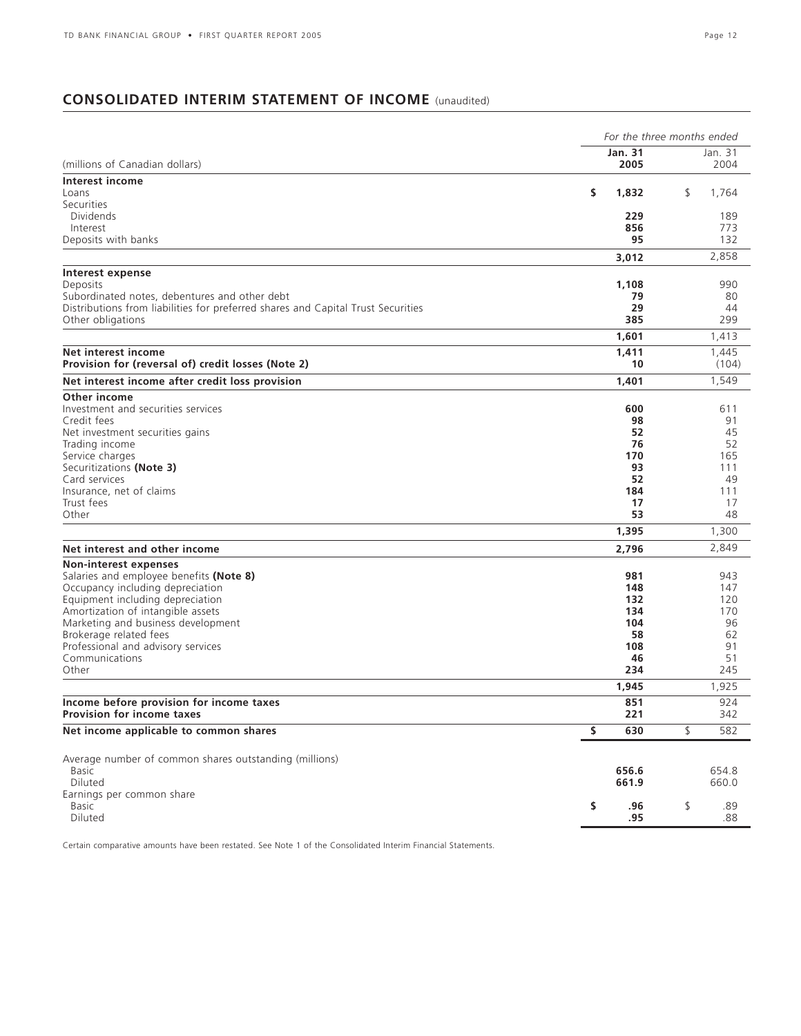## CONSOLIDATED INTERIM STATEMENT OF INCOME (unaudited)

| (millions of Canadian dollars) | *For the three months ended* Jan. 31 2005 | Jan. 31 2004 |
|---|---|---|
| **Interest income** | | |
| Loans | **$ 1,832** | $ 1,764 |
| Securities | | |
| Dividends | **229** | 189 |
| Interest | **856** | 773 |
| Deposits with banks | **95** | 132 |
| | **3,012** | 2,858 |
| **Interest expense** | | |
| Deposits | **1,108** | 990 |
| Subordinated notes, debentures and other debt | **79** | 80 |
| Distributions from liabilities for preferred shares and Capital Trust Securities | **29** | 44 |
| Other obligations | **385** | 299 |
| | **1,601** | 1,413 |
| **Net interest income** | **1,411** | 1,445 |
| **Provision for (reversal of) credit losses (Note 2)** | **10** | (104) |
| **Net interest income after credit loss provision** | **1,401** | 1,549 |
| **Other income** | | |
| Investment and securities services | **600** | 611 |
| Credit fees | **98** | 91 |
| Net investment securities gains | **52** | 45 |
| Trading income | **76** | 52 |
| Service charges | **170** | 165 |
| Securitizations **(Note 3)** | **93** | 111 |
| Card services | **52** | 49 |
| Insurance, net of claims | **184** | 111 |
| Trust fees | **17** | 17 |
| Other | **53** | 48 |
| | **1,395** | 1,300 |
| **Net interest and other income** | **2,796** | 2,849 |
| **Non-interest expenses** | | |
| Salaries and employee benefits **(Note 8)** | **981** | 943 |
| Occupancy including depreciation | **148** | 147 |
| Equipment including depreciation | **132** | 120 |
| Amortization of intangible assets | **134** | 170 |
| Marketing and business development | **104** | 96 |
| Brokerage related fees | **58** | 62 |
| Professional and advisory services | **108** | 91 |
| Communications | **46** | 51 |
| Other | **234** | 245 |
| | **1,945** | 1,925 |
| **Income before provision for income taxes** | **851** | 924 |
| **Provision for income taxes** | **221** | 342 |
| **Net income applicable to common shares** | **$ 630** | $ 582 |
| Average number of common shares outstanding (millions) | | |
| Basic | **656.6** | 654.8 |
| Diluted | **661.9** | 660.0 |
| Earnings per common share | | |
| Basic | **$ .96** | $ .89 |
| Diluted | **.95** | .88 |

Certain comparative amounts have been restated. See Note 1 of the Consolidated Interim Financial Statements.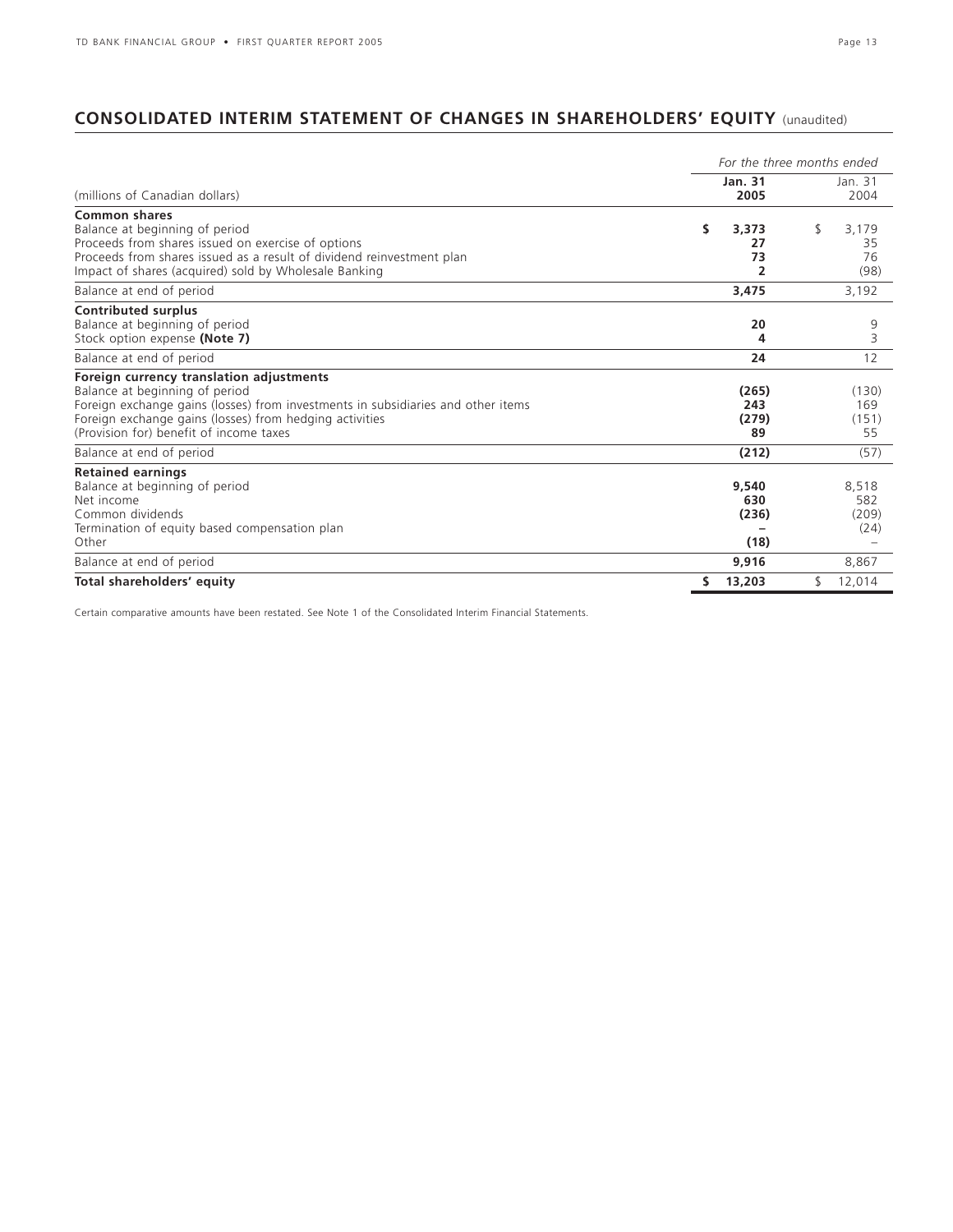## CONSOLIDATED INTERIM STATEMENT OF CHANGES IN SHAREHOLDERS' EQUITY (unaudited)

| | *For the three months ended* | |
|---|---|---|
| (millions of Canadian dollars) | **Jan. 31 2005** | Jan. 31 2004 |
| **Common shares** | | |
| Balance at beginning of period | **$ 3,373** | $ 3,179 |
| Proceeds from shares issued on exercise of options | **27** | 35 |
| Proceeds from shares issued as a result of dividend reinvestment plan | **73** | 76 |
| Impact of shares (acquired) sold by Wholesale Banking | **2** | (98) |
| Balance at end of period | **3,475** | 3,192 |
| **Contributed surplus** | | |
| Balance at beginning of period | **20** | 9 |
| Stock option expense **(Note 7)** | **4** | 3 |
| Balance at end of period | **24** | 12 |
| **Foreign currency translation adjustments** | | |
| Balance at beginning of period | **(265)** | (130) |
| Foreign exchange gains (losses) from investments in subsidiaries and other items | **243** | 169 |
| Foreign exchange gains (losses) from hedging activities | **(279)** | (151) |
| (Provision for) benefit of income taxes | **89** | 55 |
| Balance at end of period | **(212)** | (57) |
| **Retained earnings** | | |
| Balance at beginning of period | **9,540** | 8,518 |
| Net income | **630** | 582 |
| Common dividends | **(236)** | (209) |
| Termination of equity based compensation plan | **–** | (24) |
| Other | **(18)** | – |
| Balance at end of period | **9,916** | 8,867 |
| **Total shareholders' equity** | **$ 13,203** | $ 12,014 |

Certain comparative amounts have been restated. See Note 1 of the Consolidated Interim Financial Statements.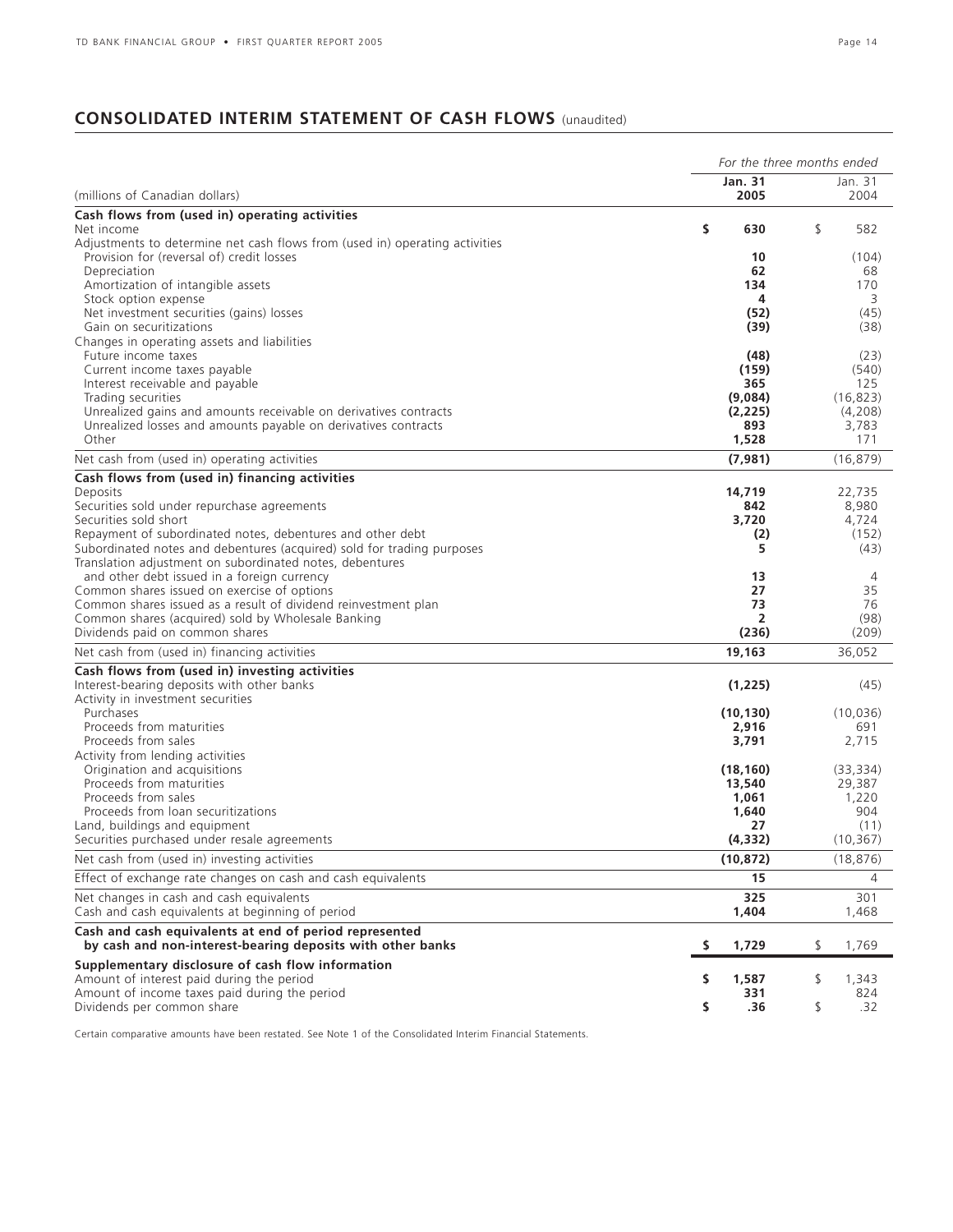## CONSOLIDATED INTERIM STATEMENT OF CASH FLOWS (unaudited)

| | *For the three months ended* | |
|---|---|---|
| (millions of Canadian dollars) | **Jan. 31 2005** | Jan. 31 2004 |
| **Cash flows from (used in) operating activities** | | |
| Net income | **$ 630** | $ 582 |
| Adjustments to determine net cash flows from (used in) operating activities | | |
| Provision for (reversal of) credit losses | **10** | (104) |
| Depreciation | **62** | 68 |
| Amortization of intangible assets | **134** | 170 |
| Stock option expense | **4** | 3 |
| Net investment securities (gains) losses | **(52)** | (45) |
| Gain on securitizations | **(39)** | (38) |
| Changes in operating assets and liabilities | | |
| Future income taxes | **(48)** | (23) |
| Current income taxes payable | **(159)** | (540) |
| Interest receivable and payable | **365** | 125 |
| Trading securities | **(9,084)** | (16,823) |
| Unrealized gains and amounts receivable on derivatives contracts | **(2,225)** | (4,208) |
| Unrealized losses and amounts payable on derivatives contracts | **893** | 3,783 |
| Other | **1,528** | 171 |
| Net cash from (used in) operating activities | **(7,981)** | (16,879) |
| **Cash flows from (used in) financing activities** | | |
| Deposits | **14,719** | 22,735 |
| Securities sold under repurchase agreements | **842** | 8,980 |
| Securities sold short | **3,720** | 4,724 |
| Repayment of subordinated notes, debentures and other debt | **(2)** | (152) |
| Subordinated notes and debentures (acquired) sold for trading purposes | **5** | (43) |
| Translation adjustment on subordinated notes, debentures and other debt issued in a foreign currency | **13** | 4 |
| Common shares issued on exercise of options | **27** | 35 |
| Common shares issued as a result of dividend reinvestment plan | **73** | 76 |
| Common shares (acquired) sold by Wholesale Banking | **2** | (98) |
| Dividends paid on common shares | **(236)** | (209) |
| Net cash from (used in) financing activities | **19,163** | 36,052 |
| **Cash flows from (used in) investing activities** | | |
| Interest-bearing deposits with other banks | **(1,225)** | (45) |
| Activity in investment securities | | |
| Purchases | **(10,130)** | (10,036) |
| Proceeds from maturities | **2,916** | 691 |
| Proceeds from sales | **3,791** | 2,715 |
| Activity from lending activities | | |
| Origination and acquisitions | **(18,160)** | (33,334) |
| Proceeds from maturities | **13,540** | 29,387 |
| Proceeds from sales | **1,061** | 1,220 |
| Proceeds from loan securitizations | **1,640** | 904 |
| Land, buildings and equipment | **27** | (11) |
| Securities purchased under resale agreements | **(4,332)** | (10,367) |
| Net cash from (used in) investing activities | **(10,872)** | (18,876) |
| Effect of exchange rate changes on cash and cash equivalents | **15** | 4 |
| Net changes in cash and cash equivalents | **325** | 301 |
| Cash and cash equivalents at beginning of period | **1,404** | 1,468 |
| **Cash and cash equivalents at end of period represented by cash and non-interest-bearing deposits with other banks** | **$ 1,729** | $ 1,769 |
| **Supplementary disclosure of cash flow information** | | |
| Amount of interest paid during the period | **$ 1,587** | $ 1,343 |
| Amount of income taxes paid during the period | **331** | 824 |
| Dividends per common share | **$ .36** | $ .32 |

Certain comparative amounts have been restated. See Note 1 of the Consolidated Interim Financial Statements.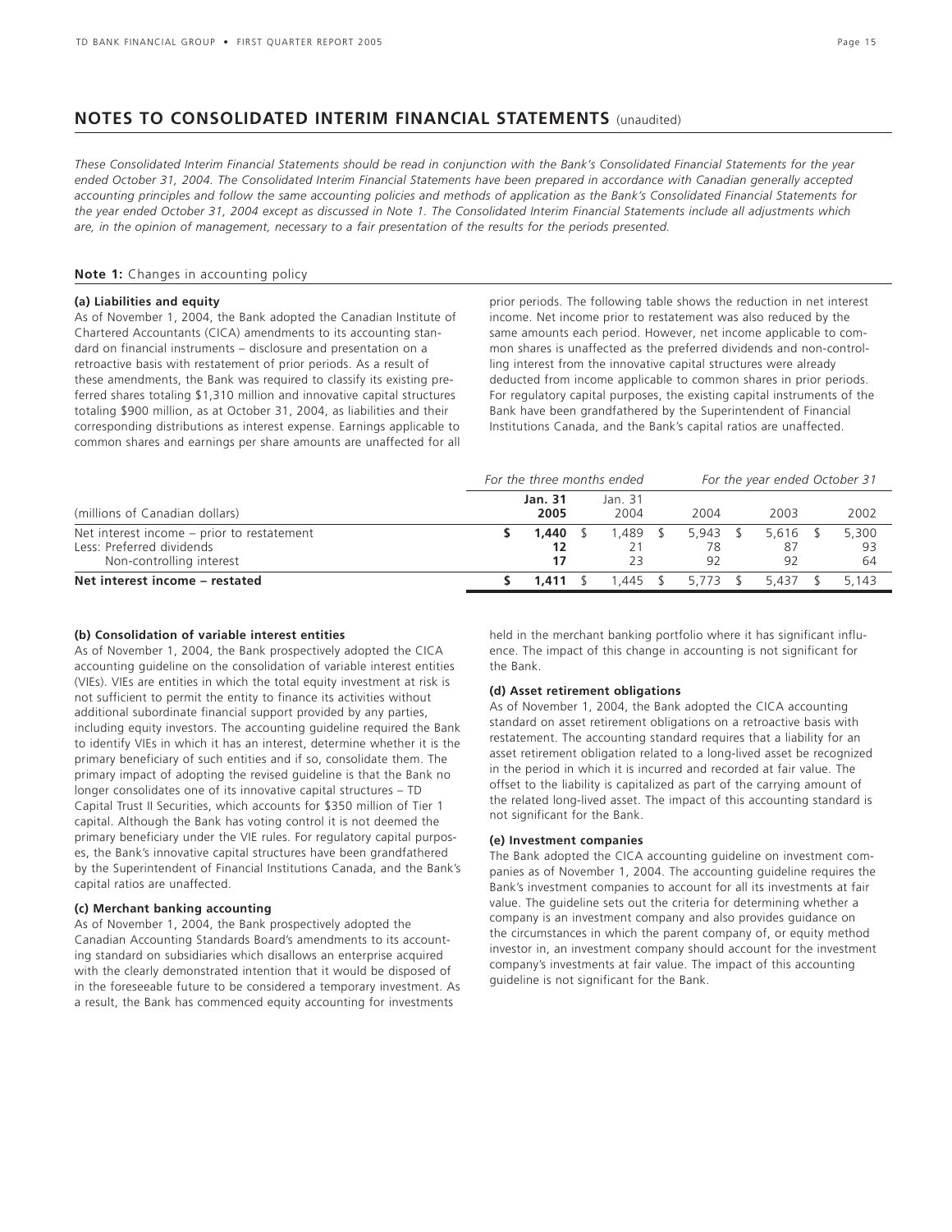# NOTES TO CONSOLIDATED INTERIM FINANCIAL STATEMENTS (unaudited)

*These Consolidated Interim Financial Statements should be read in conjunction with the Bank's Consolidated Financial Statements for the year ended October 31, 2004. The Consolidated Interim Financial Statements have been prepared in accordance with Canadian generally accepted accounting principles and follow the same accounting policies and methods of application as the Bank's Consolidated Financial Statements for the year ended October 31, 2004 except as discussed in Note 1. The Consolidated Interim Financial Statements include all adjustments which are, in the opinion of management, necessary to a fair presentation of the results for the periods presented.*

## Note 1: Changes in accounting policy

### (a) Liabilities and equity

As of November 1, 2004, the Bank adopted the Canadian Institute of Chartered Accountants (CICA) amendments to its accounting standard on financial instruments – disclosure and presentation on a retroactive basis with restatement of prior periods. As a result of these amendments, the Bank was required to classify its existing preferred shares totaling $1,310 million and innovative capital structures totaling $900 million, as at October 31, 2004, as liabilities and their corresponding distributions as interest expense. Earnings applicable to common shares and earnings per share amounts are unaffected for all prior periods. The following table shows the reduction in net interest income. Net income prior to restatement was also reduced by the same amounts each period. However, net income applicable to common shares is unaffected as the preferred dividends and non-controlling interest from the innovative capital structures were already deducted from income applicable to common shares in prior periods. For regulatory capital purposes, the existing capital instruments of the Bank have been grandfathered by the Superintendent of Financial Institutions Canada, and the Bank's capital ratios are unaffected.

| | *For the three months ended* | | *For the year ended October 31* | | |
|---|---|---|---|---|---|
| (millions of Canadian dollars) | **Jan. 31 2005** | Jan. 31 2004 | 2004 | 2003 | 2002 |
| Net interest income – prior to restatement | **$ 1,440** | $ 1,489 | $ 5,943 | $ 5,616 | $ 5,300 |
| Less: Preferred dividends | **12** | 21 | 78 | 87 | 93 |
| Non-controlling interest | **17** | 23 | 92 | 92 | 64 |
| **Net interest income – restated** | **$ 1,411** | $ 1,445 | $ 5,773 | $ 5,437 | $ 5,143 |

### (b) Consolidation of variable interest entities

As of November 1, 2004, the Bank prospectively adopted the CICA accounting guideline on the consolidation of variable interest entities (VIEs). VIEs are entities in which the total equity investment at risk is not sufficient to permit the entity to finance its activities without additional subordinate financial support provided by any parties, including equity investors. The accounting guideline required the Bank to identify VIEs in which it has an interest, determine whether it is the primary beneficiary of such entities and if so, consolidate them. The primary impact of adopting the revised guideline is that the Bank no longer consolidates one of its innovative capital structures – TD Capital Trust II Securities, which accounts for $350 million of Tier 1 capital. Although the Bank has voting control it is not deemed the primary beneficiary under the VIE rules. For regulatory capital purposes, the Bank's innovative capital structures have been grandfathered by the Superintendent of Financial Institutions Canada, and the Bank's capital ratios are unaffected.

### (c) Merchant banking accounting

As of November 1, 2004, the Bank prospectively adopted the Canadian Accounting Standards Board's amendments to its accounting standard on subsidiaries which disallows an enterprise acquired with the clearly demonstrated intention that it would be disposed of in the foreseeable future to be considered a temporary investment. As a result, the Bank has commenced equity accounting for investments held in the merchant banking portfolio where it has significant influence. The impact of this change in accounting is not significant for the Bank.

### (d) Asset retirement obligations

As of November 1, 2004, the Bank adopted the CICA accounting standard on asset retirement obligations on a retroactive basis with restatement. The accounting standard requires that a liability for an asset retirement obligation related to a long-lived asset be recognized in the period in which it is incurred and recorded at fair value. The offset to the liability is capitalized as part of the carrying amount of the related long-lived asset. The impact of this accounting standard is not significant for the Bank.

### (e) Investment companies

The Bank adopted the CICA accounting guideline on investment companies as of November 1, 2004. The accounting guideline requires the Bank's investment companies to account for all its investments at fair value. The guideline sets out the criteria for determining whether a company is an investment company and also provides guidance on the circumstances in which the parent company of, or equity method investor in, an investment company should account for the investment company's investments at fair value. The impact of this accounting guideline is not significant for the Bank.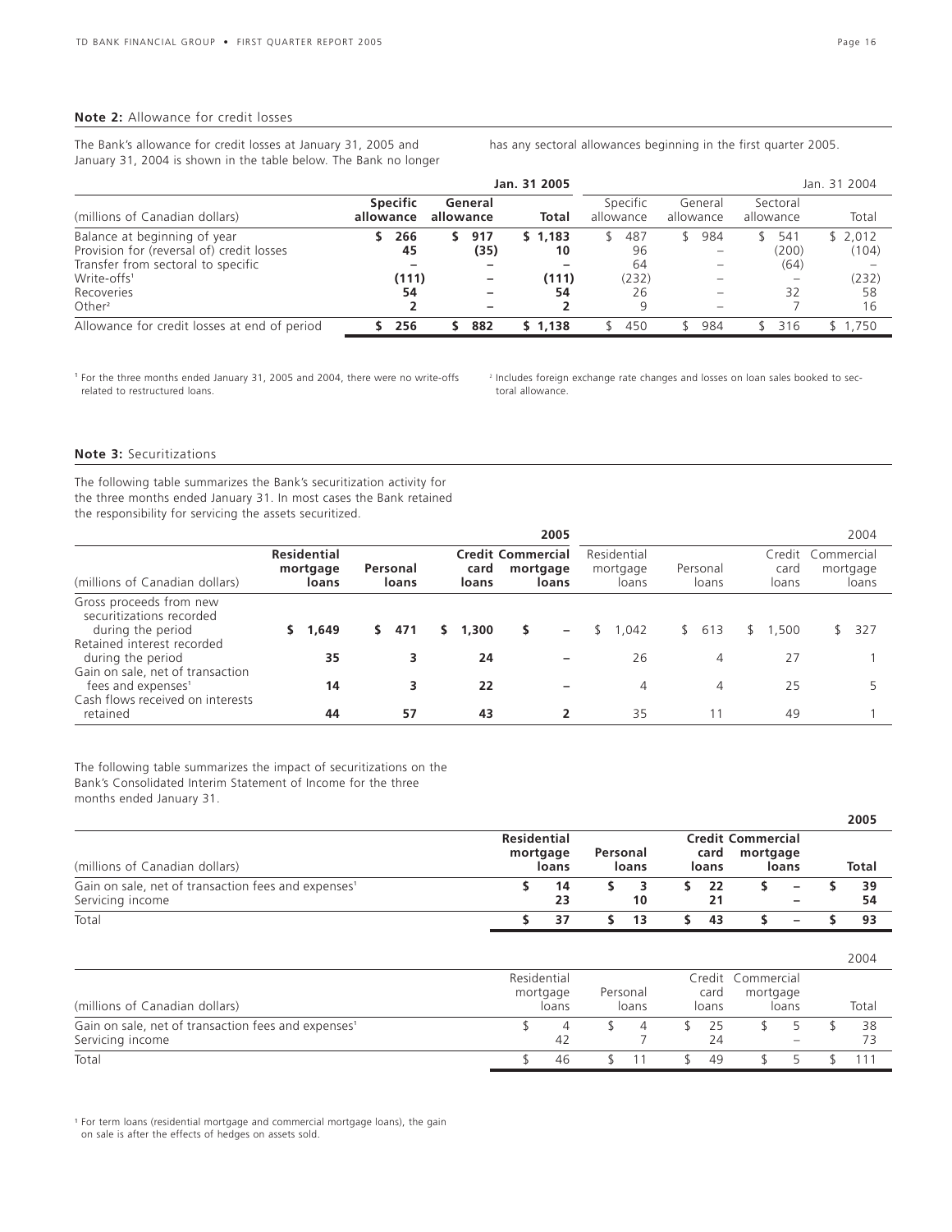**Note 2:** Allowance for credit losses

The Bank's allowance for credit losses at January 31, 2005 and January 31, 2004 is shown in the table below. The Bank no longer has any sectoral allowances beginning in the first quarter 2005.

| (millions of Canadian dollars) | Jan. 31 2005 | | | Jan. 31 2004 | | | |
|---|---|---|---|---|---|---|---|
| | Specific allowance | General allowance | Total | Specific allowance | General allowance | Sectoral allowance | Total |
| Balance at beginning of year | $ 266 | $ 917 | $ 1,183 | $ 487 | $ 984 | $ 541 | $ 2,012 |
| Provision for (reversal of) credit losses | 45 | (35) | 10 | 96 | – | (200) | (104) |
| Transfer from sectoral to specific | – | – | – | 64 | – | (64) | – |
| Write-offs[1] | (111) | – | (111) | (232) | – | – | (232) |
| Recoveries | 54 | – | 54 | 26 | – | 32 | 58 |
| Other[2] | 2 | – | 2 | 9 | – | 7 | 16 |
| Allowance for credit losses at end of period | $ 256 | $ 882 | $ 1,138 | $ 450 | $ 984 | $ 316 | $ 1,750 |

[1] For the three months ended January 31, 2005 and 2004, there were no write-offs related to restructured loans.

[2] Includes foreign exchange rate changes and losses on loan sales booked to sectoral allowance.

**Note 3:** Securitizations

The following table summarizes the Bank's securitization activity for the three months ended January 31. In most cases the Bank retained the responsibility for servicing the assets securitized.

| (millions of Canadian dollars) | 2005 | | | | 2004 | | | |
|---|---|---|---|---|---|---|---|---|
| | Residential mortgage loans | Personal loans | Credit card loans | Commercial mortgage loans | Residential mortgage loans | Personal loans | Credit card loans | Commercial mortgage loans |
| Gross proceeds from new securitizations recorded during the period | $ 1,649 | $ 471 | $ 1,300 | $ – | $ 1,042 | $ 613 | $ 1,500 | $ 327 |
| Retained interest recorded during the period | 35 | 3 | 24 | – | 26 | 4 | 27 | 1 |
| Gain on sale, net of transaction fees and expenses[1] | 14 | 3 | 22 | – | 4 | 4 | 25 | 5 |
| Cash flows received on interests retained | 44 | 57 | 43 | 2 | 35 | 11 | 49 | 1 |

The following table summarizes the impact of securitizations on the Bank's Consolidated Interim Statement of Income for the three months ended January 31.

| (millions of Canadian dollars) | Residential mortgage loans | Personal loans | Credit card loans | Commercial mortgage loans | Total |
|---|---|---|---|---|---|
| **2005** | | | | | |
| Gain on sale, net of transaction fees and expenses[1] | $ 14 | $ 3 | $ 22 | $ – | $ 39 |
| Servicing income | 23 | 10 | 21 | – | 54 |
| Total | $ 37 | $ 13 | $ 43 | $ – | $ 93 |

| (millions of Canadian dollars) | Residential mortgage loans | Personal loans | Credit card loans | Commercial mortgage loans | Total |
|---|---|---|---|---|---|
| **2004** | | | | | |
| Gain on sale, net of transaction fees and expenses[1] | $ 4 | $ 4 | $ 25 | $ 5 | $ 38 |
| Servicing income | 42 | 7 | 24 | – | 73 |
| Total | $ 46 | $ 11 | $ 49 | $ 5 | $ 111 |

[1] For term loans (residential mortgage and commercial mortgage loans), the gain on sale is after the effects of hedges on assets sold.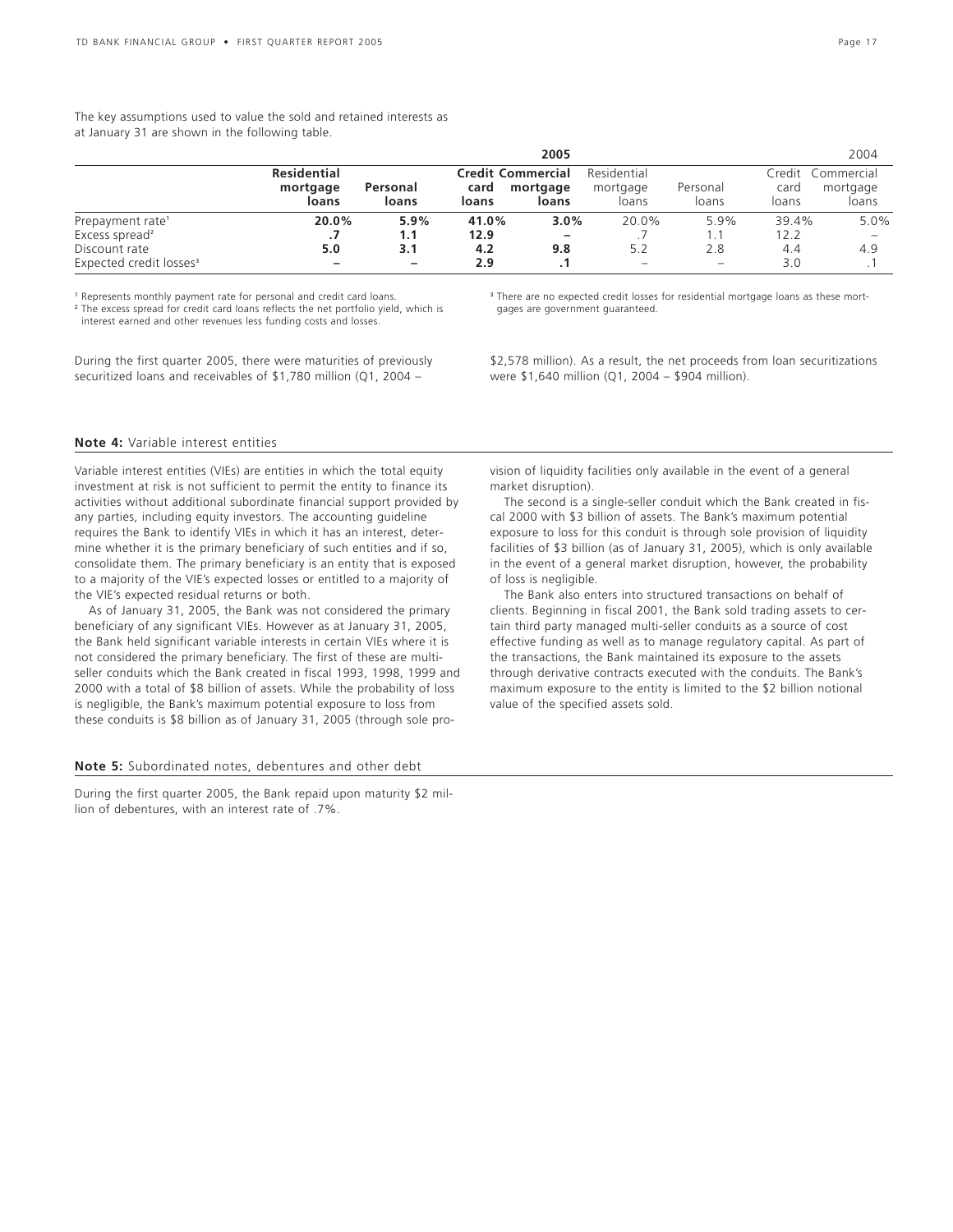The key assumptions used to value the sold and retained interests as at January 31 are shown in the following table.

| | 2005 | | | | 2004 | | | |
|---|---|---|---|---|---|---|---|---|
| | **Residential mortgage loans** | **Personal loans** | **Credit card loans** | **Commercial mortgage loans** | Residential mortgage loans | Personal loans | Credit card loans | Commercial mortgage loans |
| Prepayment rate[1] | **20.0%** | **5.9%** | **41.0%** | **3.0%** | 20.0% | 5.9% | 39.4% | 5.0% |
| Excess spread[2] | **.7** | **1.1** | **12.9** | **–** | .7 | 1.1 | 12.2 | – |
| Discount rate | **5.0** | **3.1** | **4.2** | **9.8** | 5.2 | 2.8 | 4.4 | 4.9 |
| Expected credit losses[3] | **–** | **–** | **2.9** | **.1** | – | – | 3.0 | .1 |

[1] Represents monthly payment rate for personal and credit card loans.

[2] The excess spread for credit card loans reflects the net portfolio yield, which is interest earned and other revenues less funding costs and losses.

[3] There are no expected credit losses for residential mortgage loans as these mortgages are government guaranteed.

During the first quarter 2005, there were maturities of previously securitized loans and receivables of $1,780 million (Q1, 2004 – $2,578 million). As a result, the net proceeds from loan securitizations were $1,640 million (Q1, 2004 – $904 million).

## **Note 4:** Variable interest entities

Variable interest entities (VIEs) are entities in which the total equity investment at risk is not sufficient to permit the entity to finance its activities without additional subordinate financial support provided by any parties, including equity investors. The accounting guideline requires the Bank to identify VIEs in which it has an interest, determine whether it is the primary beneficiary of such entities and if so, consolidate them. The primary beneficiary is an entity that is exposed to a majority of the VIE's expected losses or entitled to a majority of the VIE's expected residual returns or both.

As of January 31, 2005, the Bank was not considered the primary beneficiary of any significant VIEs. However as at January 31, 2005, the Bank held significant variable interests in certain VIEs where it is not considered the primary beneficiary. The first of these are multi-seller conduits which the Bank created in fiscal 1993, 1998, 1999 and 2000 with a total of $8 billion of assets. While the probability of loss is negligible, the Bank's maximum potential exposure to loss from these conduits is $8 billion as of January 31, 2005 (through sole provision of liquidity facilities only available in the event of a general market disruption).

The second is a single-seller conduit which the Bank created in fiscal 2000 with $3 billion of assets. The Bank's maximum potential exposure to loss for this conduit is through sole provision of liquidity facilities of $3 billion (as of January 31, 2005), which is only available in the event of a general market disruption, however, the probability of loss is negligible.

The Bank also enters into structured transactions on behalf of clients. Beginning in fiscal 2001, the Bank sold trading assets to certain third party managed multi-seller conduits as a source of cost effective funding as well as to manage regulatory capital. As part of the transactions, the Bank maintained its exposure to the assets through derivative contracts executed with the conduits. The Bank's maximum exposure to the entity is limited to the $2 billion notional value of the specified assets sold.

## **Note 5:** Subordinated notes, debentures and other debt

During the first quarter 2005, the Bank repaid upon maturity $2 million of debentures, with an interest rate of .7%.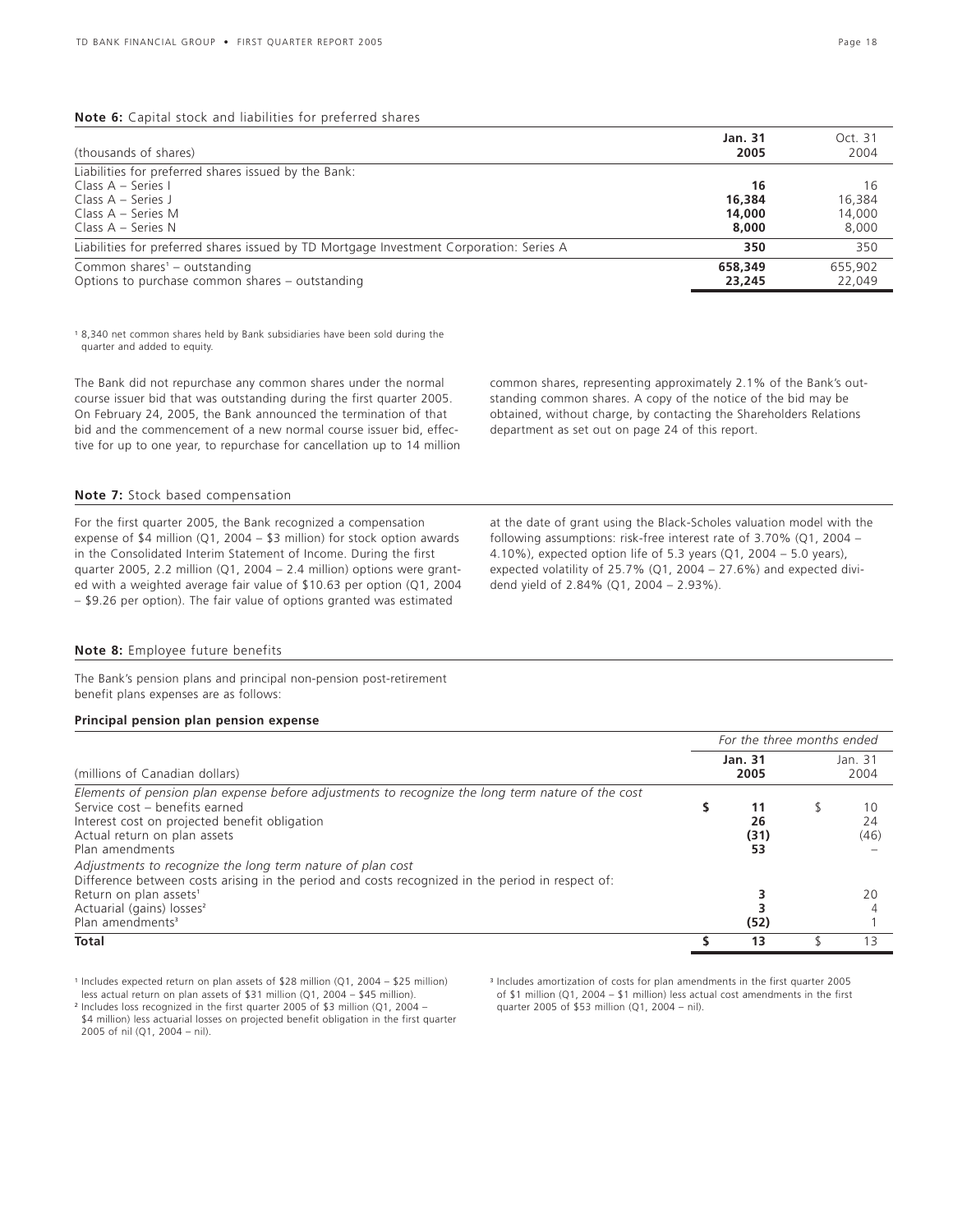**Note 6:** Capital stock and liabilities for preferred shares

| (thousands of shares) | **Jan. 31 2005** | Oct. 31 2004 |
|---|---|---|
| Liabilities for preferred shares issued by the Bank: | | |
| Class A – Series I | **16** | 16 |
| Class A – Series J | **16,384** | 16,384 |
| Class A – Series M | **14,000** | 14,000 |
| Class A – Series N | **8,000** | 8,000 |
| Liabilities for preferred shares issued by TD Mortgage Investment Corporation: Series A | **350** | 350 |
| Common shares[1] – outstanding | **658,349** | 655,902 |
| Options to purchase common shares – outstanding | **23,245** | 22,049 |

[1] 8,340 net common shares held by Bank subsidiaries have been sold during the quarter and added to equity.

The Bank did not repurchase any common shares under the normal course issuer bid that was outstanding during the first quarter 2005. On February 24, 2005, the Bank announced the termination of that bid and the commencement of a new normal course issuer bid, effective for up to one year, to repurchase for cancellation up to 14 million common shares, representing approximately 2.1% of the Bank's outstanding common shares. A copy of the notice of the bid may be obtained, without charge, by contacting the Shareholders Relations department as set out on page 24 of this report.

**Note 7:** Stock based compensation

For the first quarter 2005, the Bank recognized a compensation expense of $4 million (Q1, 2004 – $3 million) for stock option awards in the Consolidated Interim Statement of Income. During the first quarter 2005, 2.2 million (Q1, 2004 – 2.4 million) options were granted with a weighted average fair value of $10.63 per option (Q1, 2004 – $9.26 per option). The fair value of options granted was estimated at the date of grant using the Black-Scholes valuation model with the following assumptions: risk-free interest rate of 3.70% (Q1, 2004 – 4.10%), expected option life of 5.3 years (Q1, 2004 – 5.0 years), expected volatility of 25.7% (Q1, 2004 – 27.6%) and expected dividend yield of 2.84% (Q1, 2004 – 2.93%).

**Note 8:** Employee future benefits

The Bank's pension plans and principal non-pension post-retirement benefit plans expenses are as follows:

**Principal pension plan pension expense**

| | *For the three months ended* | |
|---|---|---|
| (millions of Canadian dollars) | **Jan. 31 2005** | Jan. 31 2004 |
| *Elements of pension plan expense before adjustments to recognize the long term nature of the cost* | | |
| Service cost – benefits earned | **$ 11** | $ 10 |
| Interest cost on projected benefit obligation | **26** | 24 |
| Actual return on plan assets | **(31)** | (46) |
| Plan amendments | **53** | – |
| *Adjustments to recognize the long term nature of plan cost* | | |
| Difference between costs arising in the period and costs recognized in the period in respect of: | | |
| Return on plan assets[1] | **3** | 20 |
| Actuarial (gains) losses[2] | **3** | 4 |
| Plan amendments[3] | **(52)** | 1 |
| **Total** | **$ 13** | $ 13 |

[1] Includes expected return on plan assets of $28 million (Q1, 2004 – $25 million) less actual return on plan assets of $31 million (Q1, 2004 – $45 million).

[2] Includes loss recognized in the first quarter 2005 of $3 million (Q1, 2004 – $4 million) less actuarial losses on projected benefit obligation in the first quarter 2005 of nil (Q1, 2004 – nil).

[3] Includes amortization of costs for plan amendments in the first quarter 2005 of $1 million (Q1, 2004 – $1 million) less actual cost amendments in the first quarter 2005 of $53 million (Q1, 2004 – nil).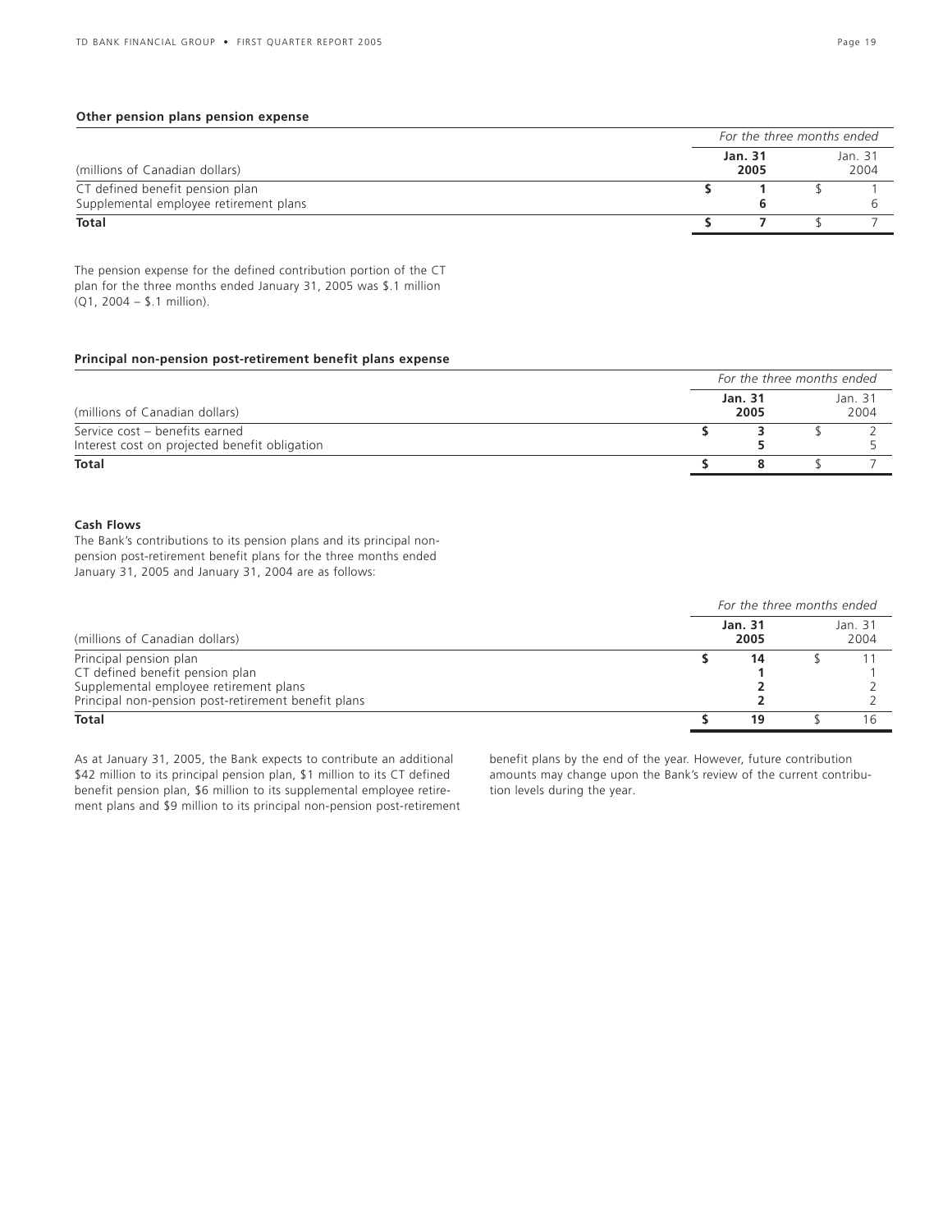**Other pension plans pension expense**

| (millions of Canadian dollars) | For the three months ended Jan. 31 2005 | Jan. 31 2004 |
|---|---|---|
| CT defined benefit pension plan | **$ 1** | $ 1 |
| Supplemental employee retirement plans | **6** | 6 |
| **Total** | **$ 7** | $ 7 |

The pension expense for the defined contribution portion of the CT plan for the three months ended January 31, 2005 was $.1 million (Q1, 2004 – $.1 million).

**Principal non-pension post-retirement benefit plans expense**

| (millions of Canadian dollars) | For the three months ended Jan. 31 2005 | Jan. 31 2004 |
|---|---|---|
| Service cost – benefits earned | **$ 3** | $ 2 |
| Interest cost on projected benefit obligation | **5** | 5 |
| **Total** | **$ 8** | $ 7 |

**Cash Flows**

The Bank's contributions to its pension plans and its principal non-pension post-retirement benefit plans for the three months ended January 31, 2005 and January 31, 2004 are as follows:

| (millions of Canadian dollars) | For the three months ended Jan. 31 2005 | Jan. 31 2004 |
|---|---|---|
| Principal pension plan | **$ 14** | $ 11 |
| CT defined benefit pension plan | **1** | 1 |
| Supplemental employee retirement plans | **2** | 2 |
| Principal non-pension post-retirement benefit plans | **2** | 2 |
| **Total** | **$ 19** | $ 16 |

As at January 31, 2005, the Bank expects to contribute an additional $42 million to its principal pension plan, $1 million to its CT defined benefit pension plan, $6 million to its supplemental employee retirement plans and $9 million to its principal non-pension post-retirement benefit plans by the end of the year. However, future contribution amounts may change upon the Bank's review of the current contribution levels during the year.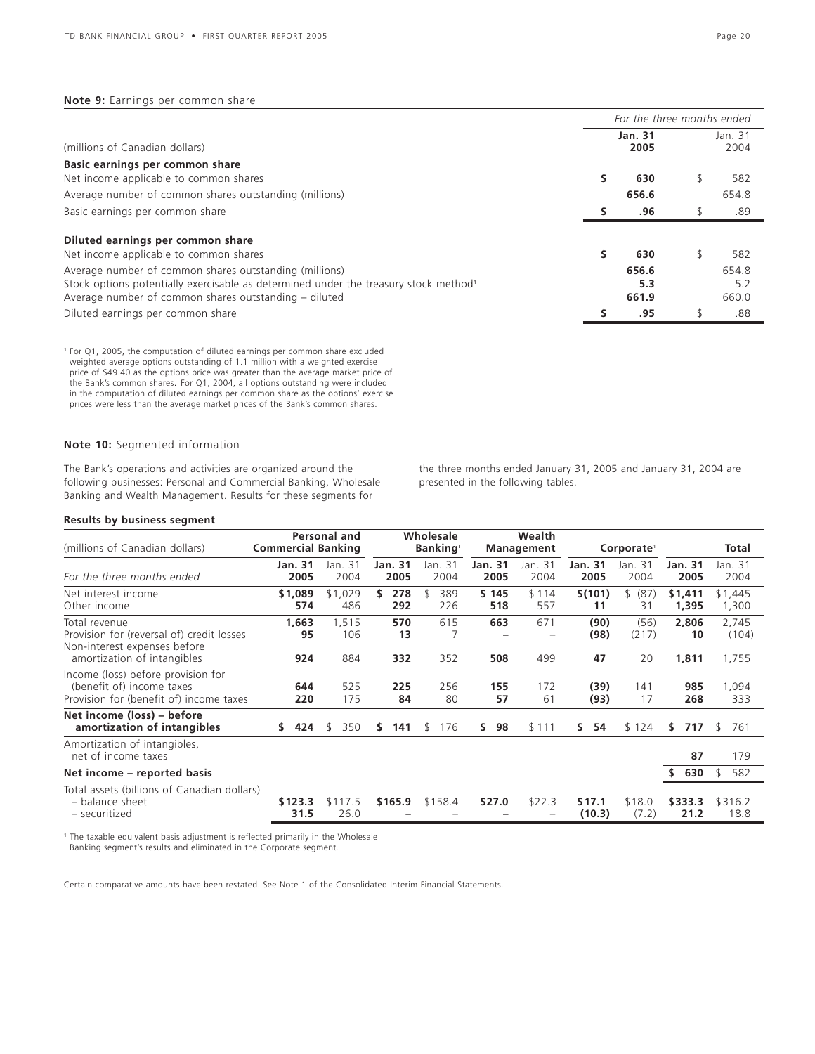**Note 9:** Earnings per common share

| (millions of Canadian dollars) | For the three months ended Jan. 31 2005 | Jan. 31 2004 |
|---|---|---|
| **Basic earnings per common share** | | |
| Net income applicable to common shares | **$ 630** | $ 582 |
| Average number of common shares outstanding (millions) | **656.6** | 654.8 |
| Basic earnings per common share | **$ .96** | $ .89 |
| **Diluted earnings per common share** | | |
| Net income applicable to common shares | **$ 630** | $ 582 |
| Average number of common shares outstanding (millions) | **656.6** | 654.8 |
| Stock options potentially exercisable as determined under the treasury stock method[1] | **5.3** | 5.2 |
| Average number of common shares outstanding – diluted | **661.9** | 660.0 |
| Diluted earnings per common share | **$ .95** | $ .88 |

[1] For Q1, 2005, the computation of diluted earnings per common share excluded weighted average options outstanding of 1.1 million with a weighted exercise price of $49.40 as the options price was greater than the average market price of the Bank's common shares. For Q1, 2004, all options outstanding were included in the computation of diluted earnings per common share as the options' exercise prices were less than the average market prices of the Bank's common shares.

**Note 10:** Segmented information

The Bank's operations and activities are organized around the following businesses: Personal and Commercial Banking, Wholesale Banking and Wealth Management. Results for these segments for the three months ended January 31, 2005 and January 31, 2004 are presented in the following tables.

**Results by business segment**

| (millions of Canadian dollars) | Personal and Commercial Banking | | Wholesale Banking[1] | | Wealth Management | | Corporate[1] | | Total | |
|---|---|---|---|---|---|---|---|---|---|---|
| *For the three months ended* | **Jan. 31 2005** | Jan. 31 2004 | **Jan. 31 2005** | Jan. 31 2004 | **Jan. 31 2005** | Jan. 31 2004 | **Jan. 31 2005** | Jan. 31 2004 | **Jan. 31 2005** | Jan. 31 2004 |
| Net interest income | **$1,089** | $1,029 | **$ 278** | $ 389 | **$ 145** | $ 114 | **$(101)** | $ (87) | **$1,411** | $1,445 |
| Other income | **574** | 486 | **292** | 226 | **518** | 557 | **11** | 31 | **1,395** | 1,300 |
| Total revenue | **1,663** | 1,515 | **570** | 615 | **663** | 671 | **(90)** | (56) | **2,806** | 2,745 |
| Provision for (reversal of) credit losses | **95** | 106 | **13** | 7 | **–** | – | **(98)** | (217) | **10** | (104) |
| Non-interest expenses before amortization of intangibles | **924** | 884 | **332** | 352 | **508** | 499 | **47** | 20 | **1,811** | 1,755 |
| Income (loss) before provision for (benefit of) income taxes | **644** | 525 | **225** | 256 | **155** | 172 | **(39)** | 141 | **985** | 1,094 |
| Provision for (benefit of) income taxes | **220** | 175 | **84** | 80 | **57** | 61 | **(93)** | 17 | **268** | 333 |
| **Net income (loss) – before amortization of intangibles** | **$ 424** | $ 350 | **$ 141** | $ 176 | **$ 98** | $ 111 | **$ 54** | $ 124 | **$ 717** | $ 761 |
| Amortization of intangibles, net of income taxes | | | | | | | | | **87** | 179 |
| **Net income – reported basis** | | | | | | | | | **$ 630** | $ 582 |
| Total assets (billions of Canadian dollars) – balance sheet | **$123.3** | $117.5 | **$165.9** | $158.4 | **$27.0** | $22.3 | **$17.1** | $18.0 | **$333.3** | $316.2 |
| – securitized | **31.5** | 26.0 | **–** | – | **–** | – | **(10.3)** | (7.2) | **21.2** | 18.8 |

[1] The taxable equivalent basis adjustment is reflected primarily in the Wholesale Banking segment's results and eliminated in the Corporate segment.

Certain comparative amounts have been restated. See Note 1 of the Consolidated Interim Financial Statements.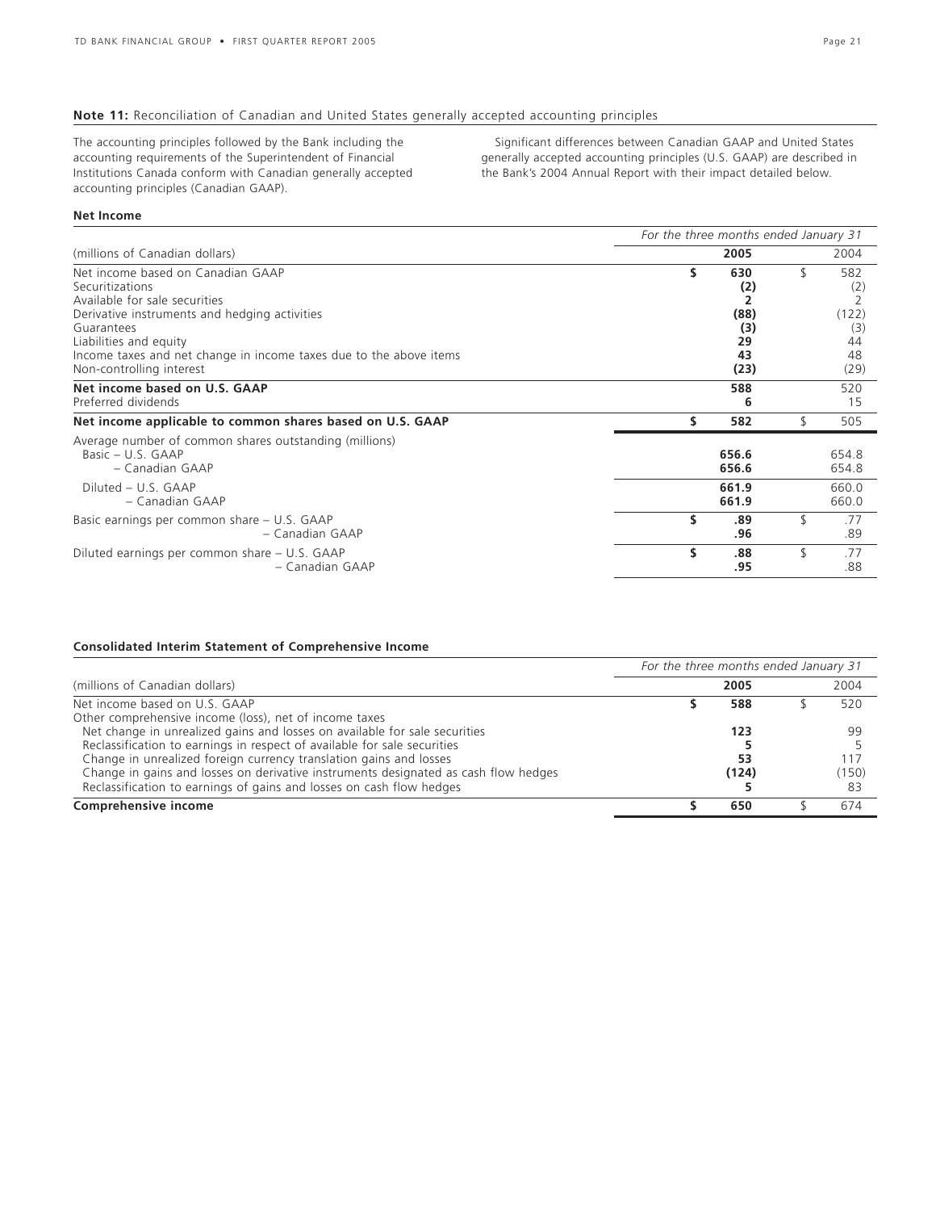## Note 11: Reconciliation of Canadian and United States generally accepted accounting principles

The accounting principles followed by the Bank including the accounting requirements of the Superintendent of Financial Institutions Canada conform with Canadian generally accepted accounting principles (Canadian GAAP).

Significant differences between Canadian GAAP and United States generally accepted accounting principles (U.S. GAAP) are described in the Bank's 2004 Annual Report with their impact detailed below.

### Net Income

| (millions of Canadian dollars) | For the three months ended January 31 2005 | 2004 |
|---|---|---|
| Net income based on Canadian GAAP | **$ 630** | $ 582 |
| Securitizations | **(2)** | (2) |
| Available for sale securities | **2** | 2 |
| Derivative instruments and hedging activities | **(88)** | (122) |
| Guarantees | **(3)** | (3) |
| Liabilities and equity | **29** | 44 |
| Income taxes and net change in income taxes due to the above items | **43** | 48 |
| Non-controlling interest | **(23)** | (29) |
| **Net income based on U.S. GAAP** | **588** | 520 |
| Preferred dividends | **6** | 15 |
| **Net income applicable to common shares based on U.S. GAAP** | **$ 582** | $ 505 |
| Average number of common shares outstanding (millions) | | |
| Basic – U.S. GAAP | **656.6** | 654.8 |
| – Canadian GAAP | **656.6** | 654.8 |
| Diluted – U.S. GAAP | **661.9** | 660.0 |
| – Canadian GAAP | **661.9** | 660.0 |
| Basic earnings per common share – U.S. GAAP | **$ .89** | $ .77 |
| – Canadian GAAP | **.96** | .89 |
| Diluted earnings per common share – U.S. GAAP | **$ .88** | $ .77 |
| – Canadian GAAP | **.95** | .88 |

### Consolidated Interim Statement of Comprehensive Income

| (millions of Canadian dollars) | For the three months ended January 31 2005 | 2004 |
|---|---|---|
| Net income based on U.S. GAAP | **$ 588** | $ 520 |
| Other comprehensive income (loss), net of income taxes | | |
| Net change in unrealized gains and losses on available for sale securities | **123** | 99 |
| Reclassification to earnings in respect of available for sale securities | **5** | 5 |
| Change in unrealized foreign currency translation gains and losses | **53** | 117 |
| Change in gains and losses on derivative instruments designated as cash flow hedges | **(124)** | (150) |
| Reclassification to earnings of gains and losses on cash flow hedges | **5** | 83 |
| **Comprehensive income** | **$ 650** | $ 674 |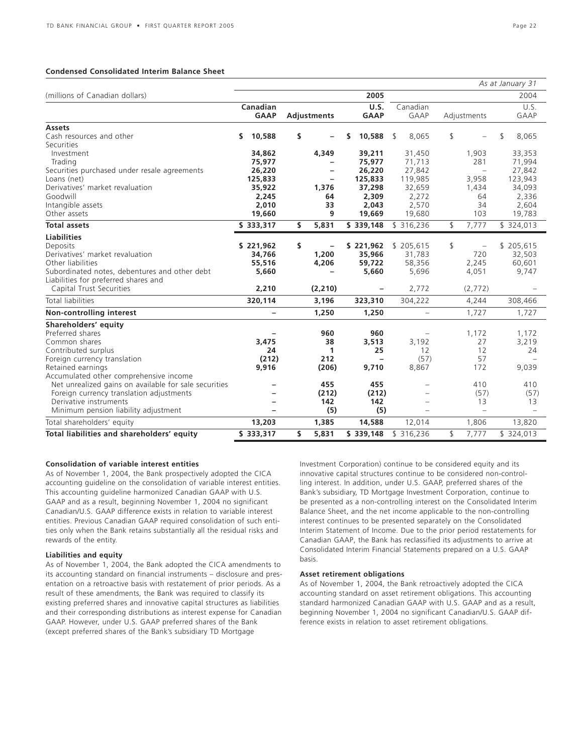**Condensed Consolidated Interim Balance Sheet**

| | | | | | | *As at January 31* |
|---|---|---|---|---|---|---|
| (millions of Canadian dollars) | | | 2005 | | | 2004 |
| | **Canadian GAAP** | **Adjustments** | **U.S. GAAP** | Canadian GAAP | Adjustments | U.S. GAAP |
| **Assets** | | | | | | |
| Cash resources and other | **$ 10,588** | **$ –** | **$ 10,588** | $ 8,065 | $ – | $ 8,065 |
| Securities | | | | | | |
| Investment | **34,862** | **4,349** | **39,211** | 31,450 | 1,903 | 33,353 |
| Trading | **75,977** | **–** | **75,977** | 71,713 | 281 | 71,994 |
| Securities purchased under resale agreements | **26,220** | **–** | **26,220** | 27,842 | – | 27,842 |
| Loans (net) | **125,833** | **–** | **125,833** | 119,985 | 3,958 | 123,943 |
| Derivatives' market revaluation | **35,922** | **1,376** | **37,298** | 32,659 | 1,434 | 34,093 |
| Goodwill | **2,245** | **64** | **2,309** | 2,272 | 64 | 2,336 |
| Intangible assets | **2,010** | **33** | **2,043** | 2,570 | 34 | 2,604 |
| Other assets | **19,660** | **9** | **19,669** | 19,680 | 103 | 19,783 |
| **Total assets** | **$ 333,317** | **$ 5,831** | **$ 339,148** | $ 316,236 | $ 7,777 | $ 324,013 |
| **Liabilities** | | | | | | |
| Deposits | **$ 221,962** | **$ –** | **$ 221,962** | $ 205,615 | $ – | $ 205,615 |
| Derivatives' market revaluation | **34,766** | **1,200** | **35,966** | 31,783 | 720 | 32,503 |
| Other liabilities | **55,516** | **4,206** | **59,722** | 58,356 | 2,245 | 60,601 |
| Subordinated notes, debentures and other debt | **5,660** | **–** | **5,660** | 5,696 | 4,051 | 9,747 |
| Liabilities for preferred shares and Capital Trust Securities | **2,210** | **(2,210)** | **–** | 2,772 | (2,772) | – |
| Total liabilities | **320,114** | **3,196** | **323,310** | 304,222 | 4,244 | 308,466 |
| **Non-controlling interest** | **–** | **1,250** | **1,250** | – | 1,727 | 1,727 |
| **Shareholders' equity** | | | | | | |
| Preferred shares | **–** | **960** | **960** | – | 1,172 | 1,172 |
| Common shares | **3,475** | **38** | **3,513** | 3,192 | 27 | 3,219 |
| Contributed surplus | **24** | **1** | **25** | 12 | 12 | 24 |
| Foreign currency translation | **(212)** | **212** | **–** | (57) | 57 | – |
| Retained earnings | **9,916** | **(206)** | **9,710** | 8,867 | 172 | 9,039 |
| Accumulated other comprehensive income | | | | | | |
| Net unrealized gains on available for sale securities | **–** | **455** | **455** | – | 410 | 410 |
| Foreign currency translation adjustments | **–** | **(212)** | **(212)** | – | (57) | (57) |
| Derivative instruments | **–** | **142** | **142** | – | 13 | 13 |
| Minimum pension liability adjustment | **–** | **(5)** | **(5)** | – | – | – |
| Total shareholders' equity | **13,203** | **1,385** | **14,588** | 12,014 | 1,806 | 13,820 |
| **Total liabilities and shareholders' equity** | **$ 333,317** | **$ 5,831** | **$ 339,148** | $ 316,236 | $ 7,777 | $ 324,013 |

**Consolidation of variable interest entities**

As of November 1, 2004, the Bank prospectively adopted the CICA accounting guideline on the consolidation of variable interest entities. This accounting guideline harmonized Canadian GAAP with U.S. GAAP and as a result, beginning November 1, 2004 no significant Canadian/U.S. GAAP difference exists in relation to variable interest entities. Previous Canadian GAAP required consolidation of such entities only when the Bank retains substantially all the residual risks and rewards of the entity.

**Liabilities and equity**

As of November 1, 2004, the Bank adopted the CICA amendments to its accounting standard on financial instruments – disclosure and presentation on a retroactive basis with restatement of prior periods. As a result of these amendments, the Bank was required to classify its existing preferred shares and innovative capital structures as liabilities and their corresponding distributions as interest expense for Canadian GAAP. However, under U.S. GAAP preferred shares of the Bank (except preferred shares of the Bank's subsidiary TD Mortgage Investment Corporation) continue to be considered equity and its innovative capital structures continue to be considered non-controlling interest. In addition, under U.S. GAAP, preferred shares of the Bank's subsidiary, TD Mortgage Investment Corporation, continue to be presented as a non-controlling interest on the Consolidated Interim Balance Sheet, and the net income applicable to the non-controlling interest continues to be presented separately on the Consolidated Interim Statement of Income. Due to the prior period restatements for Canadian GAAP, the Bank has reclassified its adjustments to arrive at Consolidated Interim Financial Statements prepared on a U.S. GAAP basis.

**Asset retirement obligations**

As of November 1, 2004, the Bank retroactively adopted the CICA accounting standard on asset retirement obligations. This accounting standard harmonized Canadian GAAP with U.S. GAAP and as a result, beginning November 1, 2004 no significant Canadian/U.S. GAAP difference exists in relation to asset retirement obligations.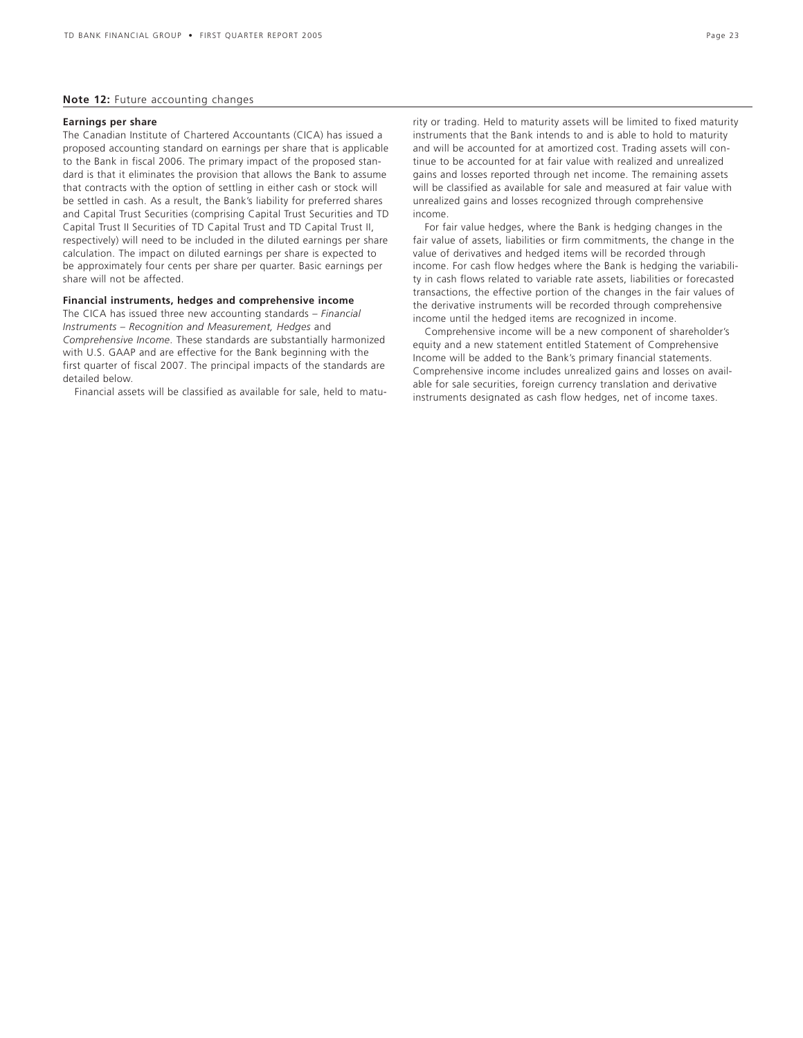**Note 12:** Future accounting changes

**Earnings per share**

The Canadian Institute of Chartered Accountants (CICA) has issued a proposed accounting standard on earnings per share that is applicable to the Bank in fiscal 2006. The primary impact of the proposed standard is that it eliminates the provision that allows the Bank to assume that contracts with the option of settling in either cash or stock will be settled in cash. As a result, the Bank's liability for preferred shares and Capital Trust Securities (comprising Capital Trust Securities and TD Capital Trust II Securities of TD Capital Trust and TD Capital Trust II, respectively) will need to be included in the diluted earnings per share calculation. The impact on diluted earnings per share is expected to be approximately four cents per share per quarter. Basic earnings per share will not be affected.

**Financial instruments, hedges and comprehensive income**

The CICA has issued three new accounting standards – *Financial Instruments – Recognition and Measurement, Hedges* and *Comprehensive Income*. These standards are substantially harmonized with U.S. GAAP and are effective for the Bank beginning with the first quarter of fiscal 2007. The principal impacts of the standards are detailed below.

Financial assets will be classified as available for sale, held to maturity or trading. Held to maturity assets will be limited to fixed maturity instruments that the Bank intends to and is able to hold to maturity and will be accounted for at amortized cost. Trading assets will continue to be accounted for at fair value with realized and unrealized gains and losses reported through net income. The remaining assets will be classified as available for sale and measured at fair value with unrealized gains and losses recognized through comprehensive income.

For fair value hedges, where the Bank is hedging changes in the fair value of assets, liabilities or firm commitments, the change in the value of derivatives and hedged items will be recorded through income. For cash flow hedges where the Bank is hedging the variability in cash flows related to variable rate assets, liabilities or forecasted transactions, the effective portion of the changes in the fair values of the derivative instruments will be recorded through comprehensive income until the hedged items are recognized in income.

Comprehensive income will be a new component of shareholder's equity and a new statement entitled Statement of Comprehensive Income will be added to the Bank's primary financial statements. Comprehensive income includes unrealized gains and losses on available for sale securities, foreign currency translation and derivative instruments designated as cash flow hedges, net of income taxes.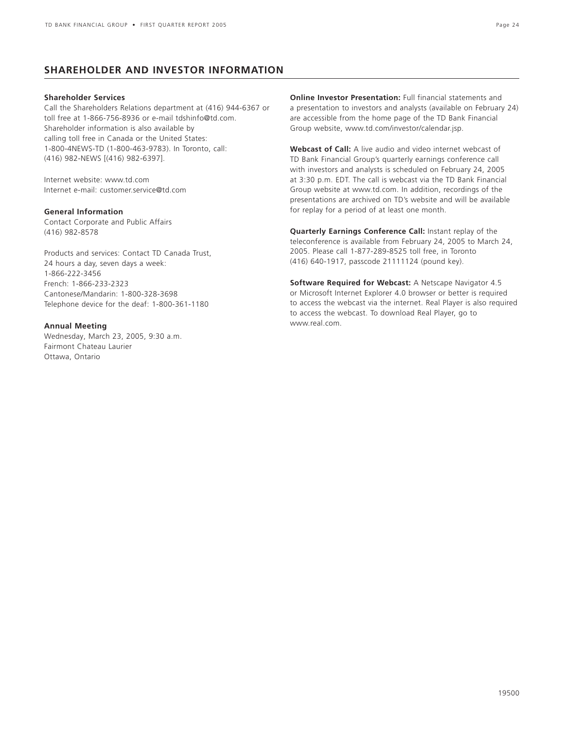## SHAREHOLDER AND INVESTOR INFORMATION

**Shareholder Services**
Call the Shareholders Relations department at (416) 944-6367 or toll free at 1-866-756-8936 or e-mail tdshinfo@td.com. Shareholder information is also available by calling toll free in Canada or the United States: 1-800-4NEWS-TD (1-800-463-9783). In Toronto, call: (416) 982-NEWS [(416) 982-6397].

Internet website: www.td.com
Internet e-mail: customer.service@td.com

**General Information**
Contact Corporate and Public Affairs
(416) 982-8578

Products and services: Contact TD Canada Trust, 24 hours a day, seven days a week:
1-866-222-3456
French: 1-866-233-2323
Cantonese/Mandarin: 1-800-328-3698
Telephone device for the deaf: 1-800-361-1180

**Annual Meeting**
Wednesday, March 23, 2005, 9:30 a.m.
Fairmont Chateau Laurier
Ottawa, Ontario

**Online Investor Presentation:** Full financial statements and a presentation to investors and analysts (available on February 24) are accessible from the home page of the TD Bank Financial Group website, www.td.com/investor/calendar.jsp.

**Webcast of Call:** A live audio and video internet webcast of TD Bank Financial Group's quarterly earnings conference call with investors and analysts is scheduled on February 24, 2005 at 3:30 p.m. EDT. The call is webcast via the TD Bank Financial Group website at www.td.com. In addition, recordings of the presentations are archived on TD's website and will be available for replay for a period of at least one month.

**Quarterly Earnings Conference Call:** Instant replay of the teleconference is available from February 24, 2005 to March 24, 2005. Please call 1-877-289-8525 toll free, in Toronto (416) 640-1917, passcode 21111124 (pound key).

**Software Required for Webcast:** A Netscape Navigator 4.5 or Microsoft Internet Explorer 4.0 browser or better is required to access the webcast via the internet. Real Player is also required to access the webcast. To download Real Player, go to www.real.com.

19500